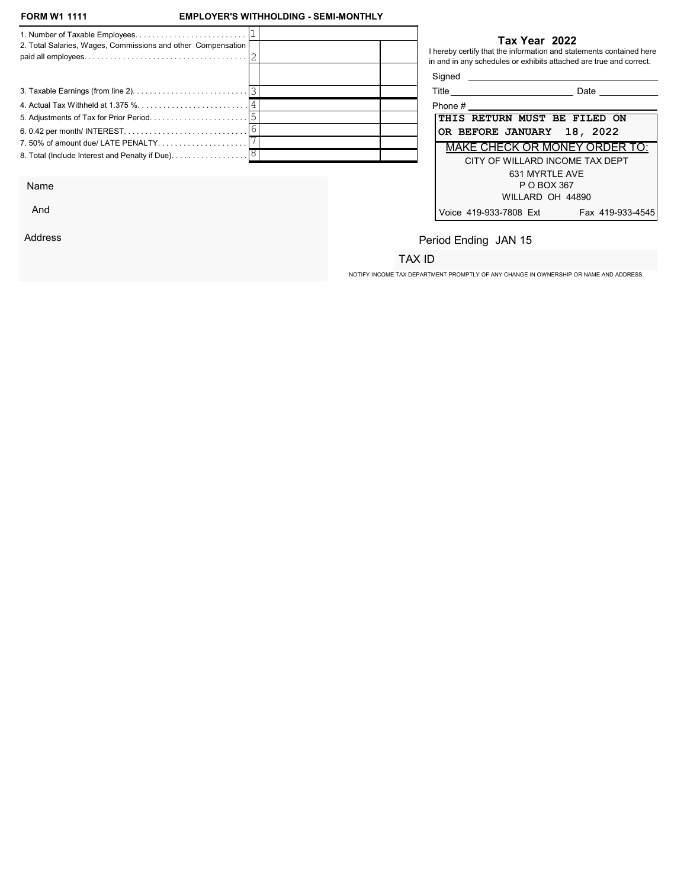**FORM W1 1111** **EMPLOYER'S WITHHOLDING - SEMI-MONTHLY**

| Line | | # | Amount | |
|---|---|---|---|---|
| 1. Number of Taxable Employees. | | 1 | | |
| 2. Total Salaries, Wages, Commissions and other Compensation paid all employees. | | 2 | | |
| | | | | |
| 3. Taxable Earnings (from line 2). | | 3 | | |
| 4. Actual Tax Withheld at 1.375 %. | | 4 | | |
| 5. Adjustments of Tax for Prior Period. | | 5 | | |
| 6. 0.42 per month/ INTEREST. | | 6 | | |
| 7. 50% of amount due/ LATE PENALTY. | | 7 | | |
| 8. Total (Include Interest and Penalty if Due). | | 8 | | |

## Tax Year 2022

I hereby certify that the information and statements contained here in and in any schedules or exhibits attached are true and correct.

Signed ______________________

Title ______________________ Date ____________

Phone # ______________________

**THIS RETURN MUST BE FILED ON OR BEFORE JANUARY 18, 2022**

MAKE CHECK OR MONEY ORDER TO:

CITY OF WILLARD INCOME TAX DEPT
631 MYRTLE AVE
P O BOX 367
WILLARD OH 44890

Voice 419-933-7808 Ext Fax 419-933-4545

Name

And

Address

Period Ending JAN 15

TAX ID

NOTIFY INCOME TAX DEPARTMENT PROMPTLY OF ANY CHANGE IN OWNERSHIP OR NAME AND ADDRESS.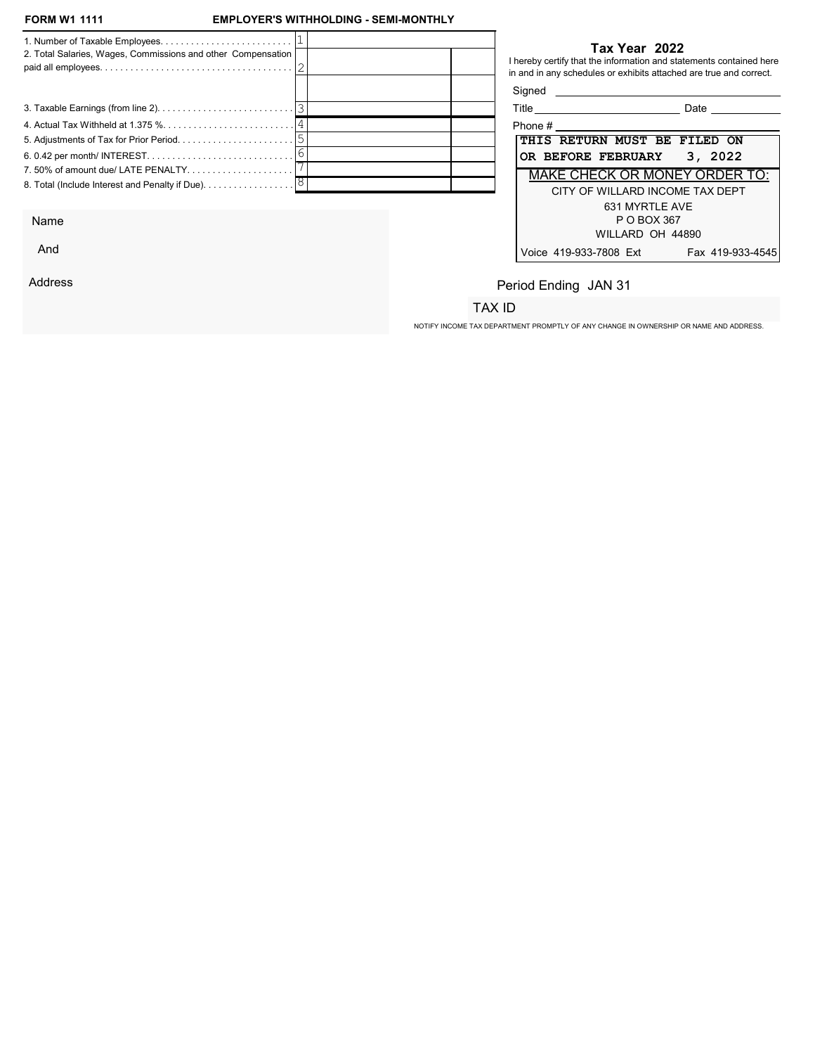**FORM W1 1111** **EMPLOYER'S WITHHOLDING - SEMI-MONTHLY**

| | | | |
|---|---|---|---|
| 1. Number of Taxable Employees. . . . . . . . . . . . . . . . . . . . . . . . . . | 1 | | |
| 2. Total Salaries, Wages, Commissions and other Compensation paid all employees. . . . . . . . . . . . . . . . . . . . . . . . . . . . . . . . . . . . . | 2 | | |
| | | | |
| 3. Taxable Earnings (from line 2). . . . . . . . . . . . . . . . . . . . . . . . . . . | 3 | | |
| 4. Actual Tax Withheld at 1.375 %. . . . . . . . . . . . . . . . . . . . . . . . . | 4 | | |
| 5. Adjustments of Tax for Prior Period. . . . . . . . . . . . . . . . . . . . . . . | 5 | | |
| 6. 0.42 per month/ INTEREST. . . . . . . . . . . . . . . . . . . . . . . . . . . . | 6 | | |
| 7. 50% of amount due/ LATE PENALTY. . . . . . . . . . . . . . . . . . . . . | 7 | | |
| 8. Total (Include Interest and Penalty if Due). . . . . . . . . . . . . . . . . . | 8 | | |

**Tax Year 2022**

I hereby certify that the information and statements contained here in and in any schedules or exhibits attached are true and correct.

Signed ______________________

Title ______________________ Date ____________

Phone # ______________________

**THIS RETURN MUST BE FILED ON OR BEFORE FEBRUARY 3, 2022**

MAKE CHECK OR MONEY ORDER TO:

CITY OF WILLARD INCOME TAX DEPT
631 MYRTLE AVE
P O BOX 367
WILLARD OH 44890

Voice 419-933-7808 Ext Fax 419-933-4545

Name

And

Address

Period Ending JAN 31

TAX ID

NOTIFY INCOME TAX DEPARTMENT PROMPTLY OF ANY CHANGE IN OWNERSHIP OR NAME AND ADDRESS.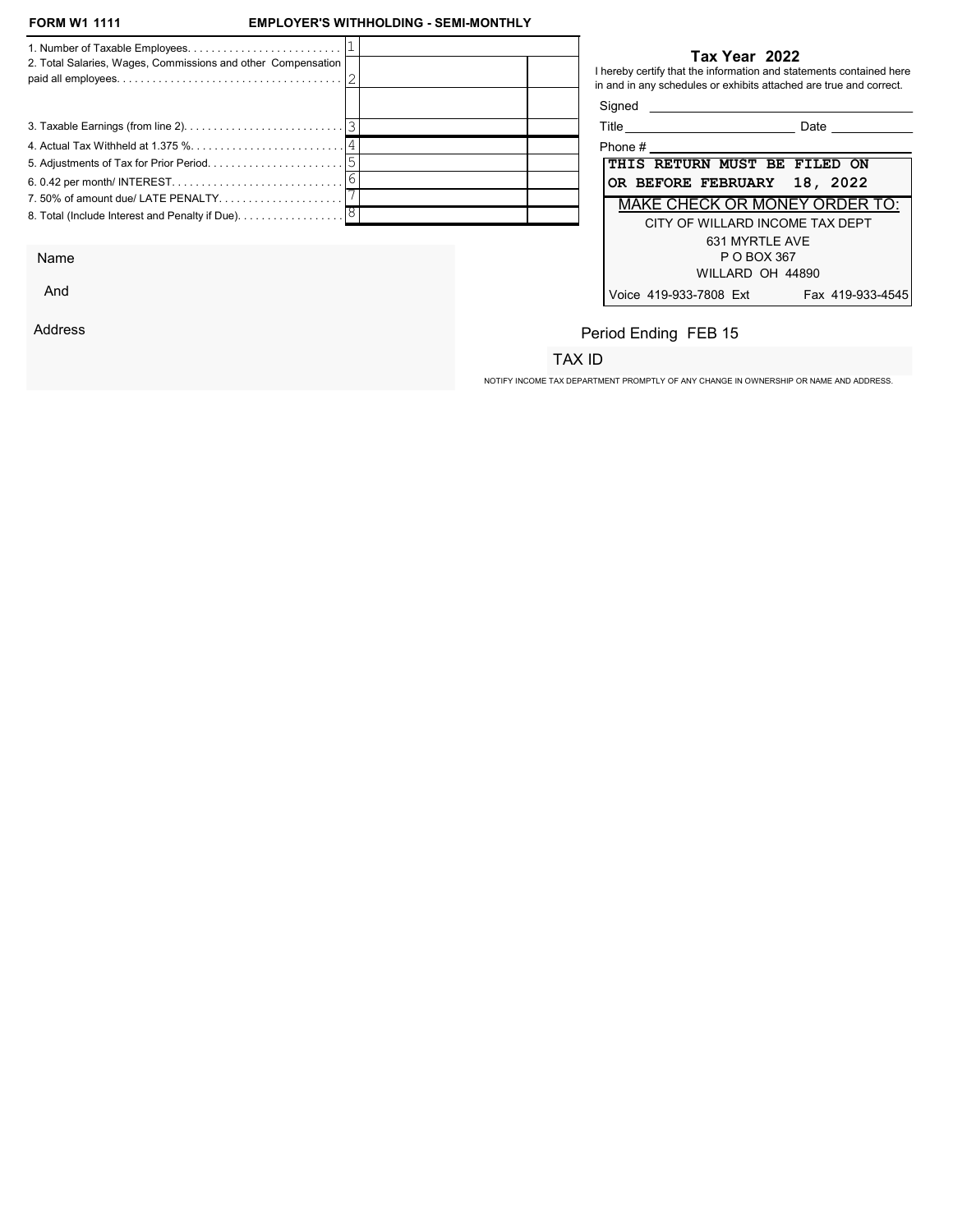**FORM W1 1111** **EMPLOYER'S WITHHOLDING - SEMI-MONTHLY**

| Line | | | |
|---|---|---|---|
| 1. Number of Taxable Employees. | 1 | | |
| 2. Total Salaries, Wages, Commissions and other Compensation paid all employees. | 2 | | |
| | | | |
| 3. Taxable Earnings (from line 2). | 3 | | |
| 4. Actual Tax Withheld at 1.375 %. | 4 | | |
| 5. Adjustments of Tax for Prior Period. | 5 | | |
| 6. 0.42 per month/ INTEREST. | 6 | | |
| 7. 50% of amount due/ LATE PENALTY. | 7 | | |
| 8. Total (Include Interest and Penalty if Due). | 8 | | |

## Tax Year 2022

I hereby certify that the information and statements contained here in and in any schedules or exhibits attached are true and correct.

Signed ______________________________

Title ______________________ Date ____________

Phone # ______________________________

**THIS RETURN MUST BE FILED ON OR BEFORE FEBRUARY 18, 2022**

MAKE CHECK OR MONEY ORDER TO:

CITY OF WILLARD INCOME TAX DEPT
631 MYRTLE AVE
P O BOX 367
WILLARD OH 44890

Voice 419-933-7808 Ext Fax 419-933-4545

Name

And

Address

Period Ending FEB 15

TAX ID

NOTIFY INCOME TAX DEPARTMENT PROMPTLY OF ANY CHANGE IN OWNERSHIP OR NAME AND ADDRESS.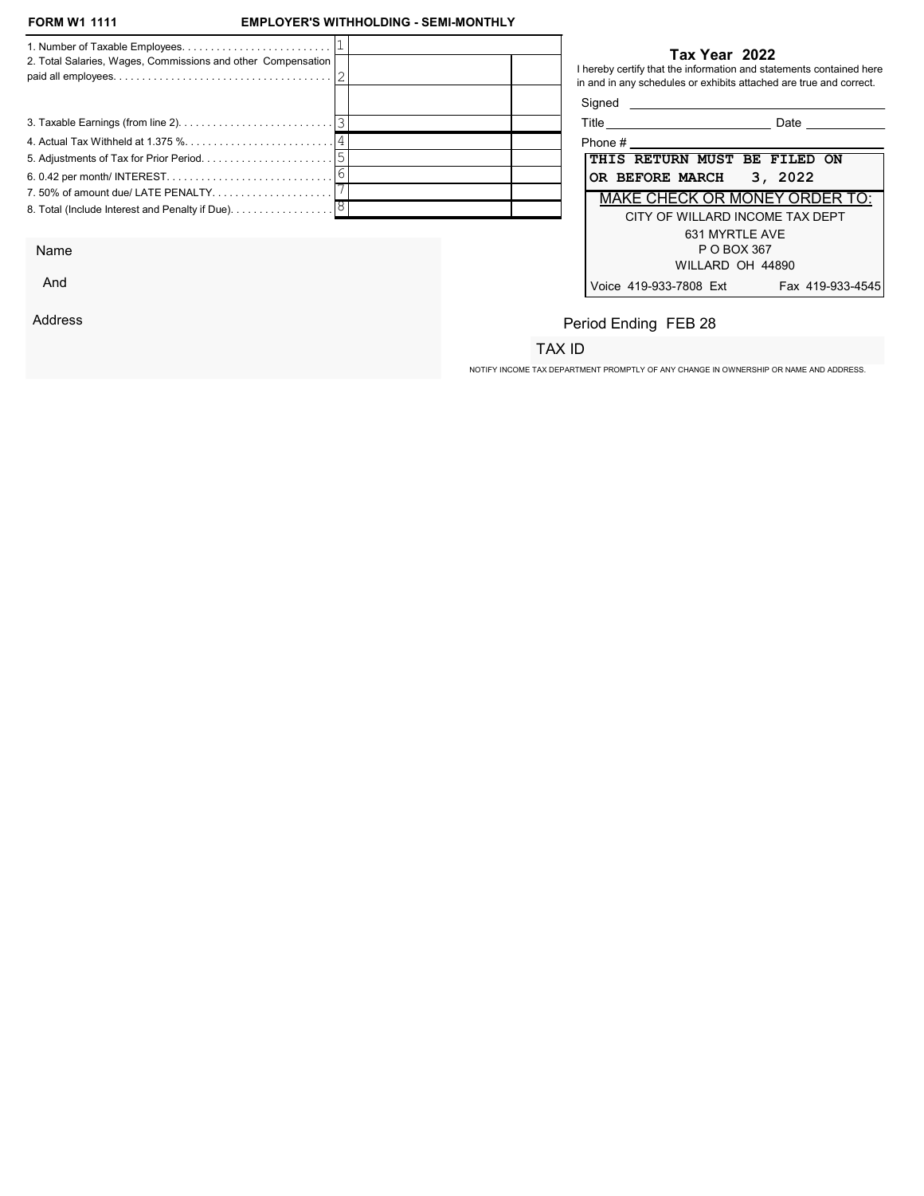**FORM W1 1111** **EMPLOYER'S WITHHOLDING - SEMI-MONTHLY**

| | | | |
|---|---|---|---|
| 1. Number of Taxable Employees. | 1 | | |
| 2. Total Salaries, Wages, Commissions and other Compensation paid all employees. | 2 | | |
| | | | |
| 3. Taxable Earnings (from line 2). | 3 | | |
| 4. Actual Tax Withheld at 1.375 %. | 4 | | |
| 5. Adjustments of Tax for Prior Period. | 5 | | |
| 6. 0.42 per month/ INTEREST. | 6 | | |
| 7. 50% of amount due/ LATE PENALTY. | 7 | | |
| 8. Total (Include Interest and Penalty if Due). | 8 | | |

Name

And

Address

## Tax Year 2022

I hereby certify that the information and statements contained here in and in any schedules or exhibits attached are true and correct.

Signed ______________________

Title ______________________ Date __________

Phone # ______________________

**THIS RETURN MUST BE FILED ON OR BEFORE MARCH 3, 2022**

MAKE CHECK OR MONEY ORDER TO:

CITY OF WILLARD INCOME TAX DEPT
631 MYRTLE AVE
P O BOX 367
WILLARD OH 44890

Voice 419-933-7808 Ext Fax 419-933-4545

Period Ending FEB 28

TAX ID

NOTIFY INCOME TAX DEPARTMENT PROMPTLY OF ANY CHANGE IN OWNERSHIP OR NAME AND ADDRESS.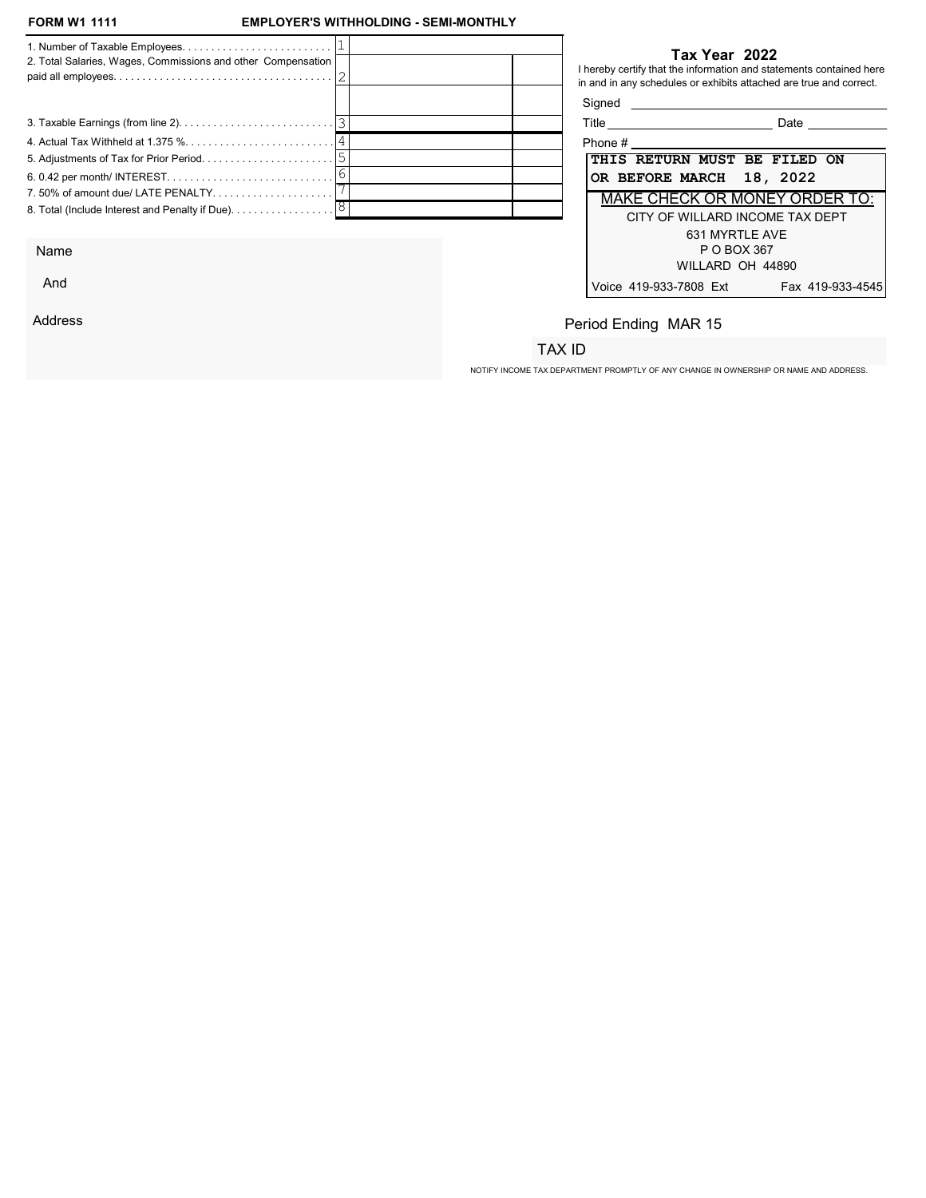**FORM W1 1111** **EMPLOYER'S WITHHOLDING - SEMI-MONTHLY**

| Line | | No. | | |
|---|---|---|---|---|
| 1. Number of Taxable Employees. . . . . . . . . . . . . . . . . . . . . . . . . . | | 1 | | |
| 2. Total Salaries, Wages, Commissions and other Compensation paid all employees. . . . . . . . . . . . . . . . . . . . . . . . . . . . . . . . . . . . . | | 2 | | |
| | | | | |
| 3. Taxable Earnings (from line 2). . . . . . . . . . . . . . . . . . . . . . . . . . | | 3 | | |
| 4. Actual Tax Withheld at 1.375 %. . . . . . . . . . . . . . . . . . . . . . . . . | | 4 | | |
| 5. Adjustments of Tax for Prior Period. . . . . . . . . . . . . . . . . . . . . . . | | 5 | | |
| 6. 0.42 per month/ INTEREST. . . . . . . . . . . . . . . . . . . . . . . . . . . . | | 6 | | |
| 7. 50% of amount due/ LATE PENALTY. . . . . . . . . . . . . . . . . . . . | | 7 | | |
| 8. Total (Include Interest and Penalty if Due). . . . . . . . . . . . . . . . . | | 8 | | |

## Tax Year 2022

I hereby certify that the information and statements contained here in and in any schedules or exhibits attached are true and correct.

Signed ______________________________

Title ______________________ Date __________

Phone # ______________________________

**THIS RETURN MUST BE FILED ON OR BEFORE MARCH 18, 2022**

MAKE CHECK OR MONEY ORDER TO:

CITY OF WILLARD INCOME TAX DEPT
631 MYRTLE AVE
P O BOX 367
WILLARD OH 44890

Voice 419-933-7808 Ext Fax 419-933-4545

Name

And

Address

Period Ending MAR 15

TAX ID

NOTIFY INCOME TAX DEPARTMENT PROMPTLY OF ANY CHANGE IN OWNERSHIP OR NAME AND ADDRESS.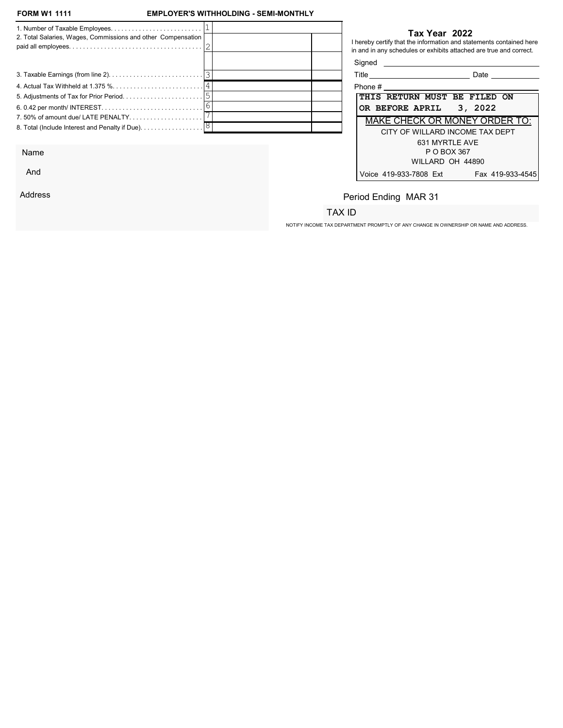**FORM W1 1111** **EMPLOYER'S WITHHOLDING - SEMI-MONTHLY**

| | | | |
|---|---|---|---|
| 1. Number of Taxable Employees. . . . . . . . . . . . . . . . . . . . . . . . . . | 1 | | |
| 2. Total Salaries, Wages, Commissions and other Compensation paid all employees. . . . . . . . . . . . . . . . . . . . . . . . . . . . . . . . . . . . . | 2 | | |
| | | | |
| 3. Taxable Earnings (from line 2). . . . . . . . . . . . . . . . . . . . . . . . . . . | 3 | | |
| 4. Actual Tax Withheld at 1.375 %. . . . . . . . . . . . . . . . . . . . . . . . . . | 4 | | |
| 5. Adjustments of Tax for Prior Period. . . . . . . . . . . . . . . . . . . . . . . | 5 | | |
| 6. 0.42 per month/ INTEREST. . . . . . . . . . . . . . . . . . . . . . . . . . . . . | 6 | | |
| 7. 50% of amount due/ LATE PENALTY. . . . . . . . . . . . . . . . . . . . . | 7 | | |
| 8. Total (Include Interest and Penalty if Due). . . . . . . . . . . . . . . . . . | 8 | | |

**Tax Year 2022**

I hereby certify that the information and statements contained here in and in any schedules or exhibits attached are true and correct.

Signed ______________________

Title ______________________ Date ____________

Phone # ______________________

**THIS RETURN MUST BE FILED ON OR BEFORE APRIL 3, 2022**

MAKE CHECK OR MONEY ORDER TO:

CITY OF WILLARD INCOME TAX DEPT
631 MYRTLE AVE
P O BOX 367
WILLARD OH 44890

Voice 419-933-7808 Ext Fax 419-933-4545

Name

And

Address

Period Ending MAR 31

TAX ID

NOTIFY INCOME TAX DEPARTMENT PROMPTLY OF ANY CHANGE IN OWNERSHIP OR NAME AND ADDRESS.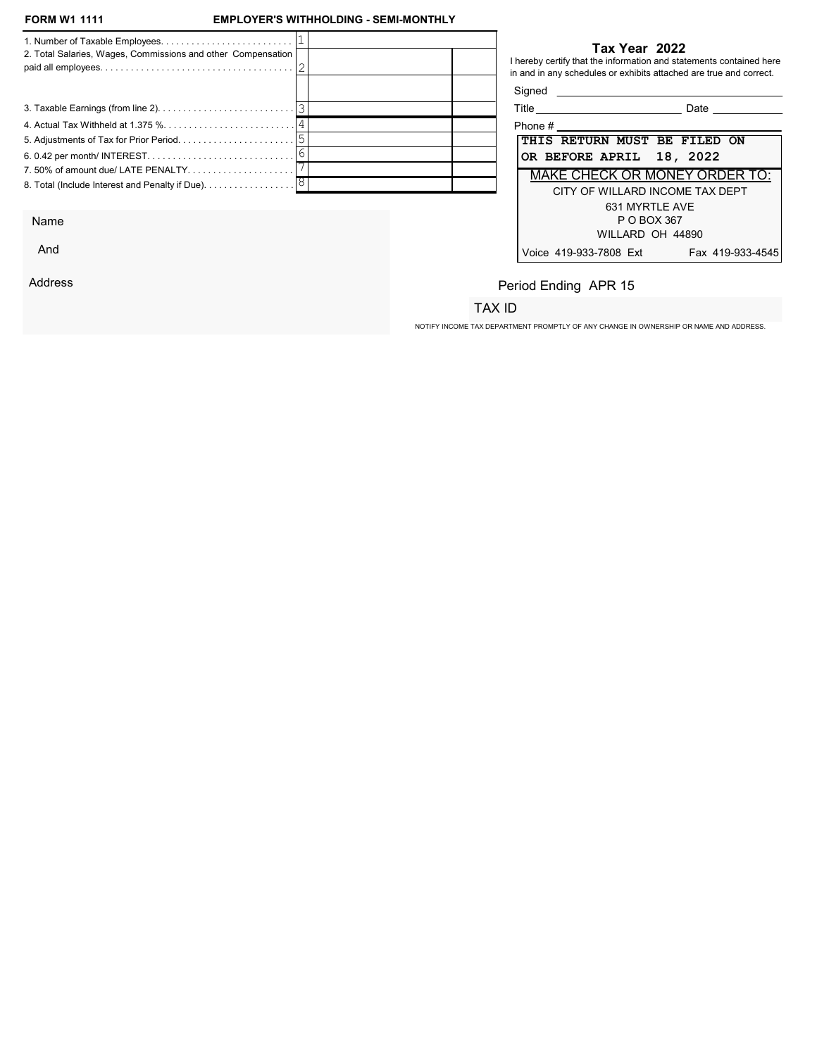**FORM W1 1111** **EMPLOYER'S WITHHOLDING - SEMI-MONTHLY**

| Line | | | |
|---|---|---|---|
| 1. Number of Taxable Employees. | 1 | | |
| 2. Total Salaries, Wages, Commissions and other Compensation paid all employees. | 2 | | |
| | | | |
| 3. Taxable Earnings (from line 2). | 3 | | |
| 4. Actual Tax Withheld at 1.375 %. | 4 | | |
| 5. Adjustments of Tax for Prior Period. | 5 | | |
| 6. 0.42 per month/ INTEREST. | 6 | | |
| 7. 50% of amount due/ LATE PENALTY. | 7 | | |
| 8. Total (Include Interest and Penalty if Due). | 8 | | |

**Tax Year 2022**

I hereby certify that the information and statements contained here in and in any schedules or exhibits attached are true and correct.

Signed ______________________________

Title ______________________ Date __________

Phone # ______________________________

**THIS RETURN MUST BE FILED ON OR BEFORE APRIL 18, 2022**

MAKE CHECK OR MONEY ORDER TO:

CITY OF WILLARD INCOME TAX DEPT
631 MYRTLE AVE
P O BOX 367
WILLARD OH 44890

Voice 419-933-7808 Ext Fax 419-933-4545

Name

And

Address

Period Ending APR 15

TAX ID

NOTIFY INCOME TAX DEPARTMENT PROMPTLY OF ANY CHANGE IN OWNERSHIP OR NAME AND ADDRESS.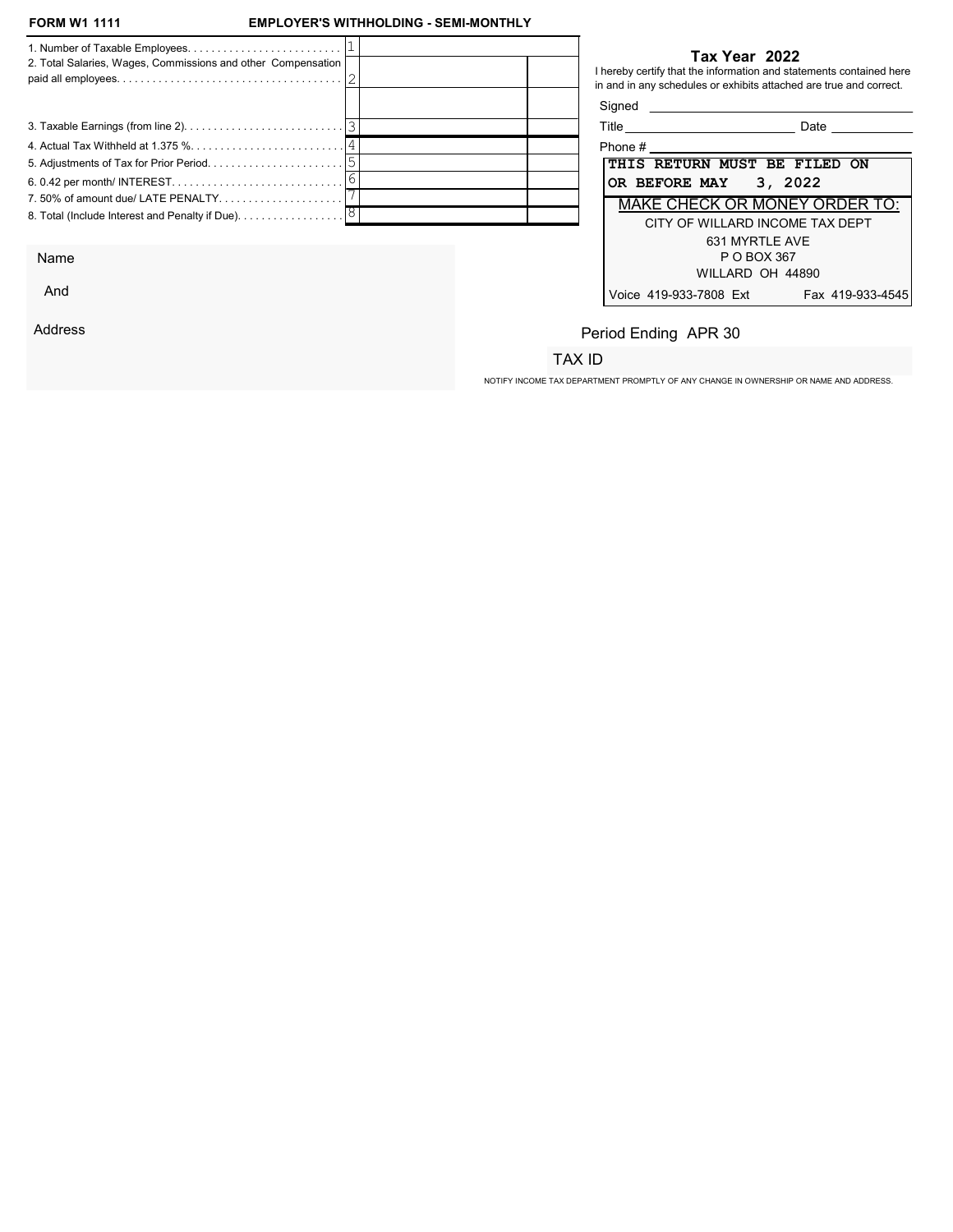**FORM W1 1111** **EMPLOYER'S WITHHOLDING - SEMI-MONTHLY**

| Line | | | |
|---|---|---|---|
| 1. Number of Taxable Employees. . . . . . . . . . . . . . . . . . . . . . . . . . | 1 | | |
| 2. Total Salaries, Wages, Commissions and other Compensation paid all employees. . . . . . . . . . . . . . . . . . . . . . . . . . . . . . . . . . . . . . | 2 | | |
| | | | |
| 3. Taxable Earnings (from line 2). . . . . . . . . . . . . . . . . . . . . . . . . . . | 3 | | |
| 4. Actual Tax Withheld at 1.375 %. . . . . . . . . . . . . . . . . . . . . . . . . . | 4 | | |
| 5. Adjustments of Tax for Prior Period. . . . . . . . . . . . . . . . . . . . . . . | 5 | | |
| 6. 0.42 per month/ INTEREST. . . . . . . . . . . . . . . . . . . . . . . . . . . . . | 6 | | |
| 7. 50% of amount due/ LATE PENALTY. . . . . . . . . . . . . . . . . . . . . | 7 | | |
| 8. Total (Include Interest and Penalty if Due). . . . . . . . . . . . . . . . . . | 8 | | |

## Tax Year 2022

I hereby certify that the information and statements contained here in and in any schedules or exhibits attached are true and correct.

Signed \_\_\_\_\_\_\_\_\_\_\_\_\_\_\_\_\_\_\_\_\_\_\_\_\_\_\_\_\_\_\_\_

Title \_\_\_\_\_\_\_\_\_\_\_\_\_\_\_\_\_\_\_\_ Date \_\_\_\_\_\_\_\_\_\_

Phone # \_\_\_\_\_\_\_\_\_\_\_\_\_\_\_\_\_\_\_\_\_\_\_\_\_\_\_\_\_\_\_\_

**THIS RETURN MUST BE FILED ON OR BEFORE MAY 3, 2022**

MAKE CHECK OR MONEY ORDER TO:

CITY OF WILLARD INCOME TAX DEPT
631 MYRTLE AVE
P O BOX 367
WILLARD OH 44890

Voice 419-933-7808 Ext Fax 419-933-4545

Name

And

Address

Period Ending APR 30

TAX ID

NOTIFY INCOME TAX DEPARTMENT PROMPTLY OF ANY CHANGE IN OWNERSHIP OR NAME AND ADDRESS.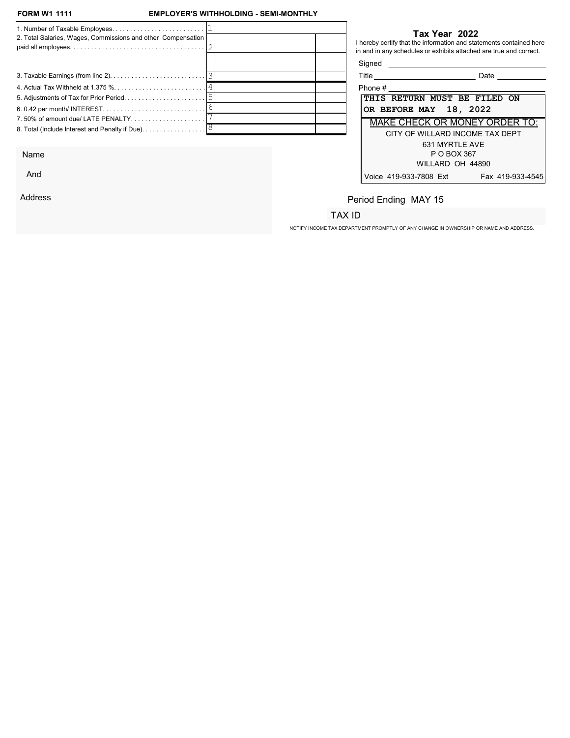**FORM W1 1111** **EMPLOYER'S WITHHOLDING - SEMI-MONTHLY**

| | | | |
|---|---|---|---|
| 1. Number of Taxable Employees. . . . . . . . . . . . . . . . . . . . . . . . . . | 1 | | |
| 2. Total Salaries, Wages, Commissions and other Compensation paid all employees. . . . . . . . . . . . . . . . . . . . . . . . . . . . . . . . . . . . . . | 2 | | |
| | | | |
| 3. Taxable Earnings (from line 2). . . . . . . . . . . . . . . . . . . . . . . . . . . | 3 | | |
| 4. Actual Tax Withheld at 1.375 %. . . . . . . . . . . . . . . . . . . . . . . . . . | 4 | | |
| 5. Adjustments of Tax for Prior Period. . . . . . . . . . . . . . . . . . . . . . . | 5 | | |
| 6. 0.42 per month/ INTEREST. . . . . . . . . . . . . . . . . . . . . . . . . . . . . | 6 | | |
| 7. 50% of amount due/ LATE PENALTY. . . . . . . . . . . . . . . . . . . . . | 7 | | |
| 8. Total (Include Interest and Penalty if Due). . . . . . . . . . . . . . . . . . | 8 | | |

**Tax Year 2022**

I hereby certify that the information and statements contained here in and in any schedules or exhibits attached are true and correct.

Signed \_\_\_\_\_\_\_\_\_\_\_\_\_\_\_\_\_\_\_\_\_\_\_\_\_\_\_\_\_\_\_\_

Title \_\_\_\_\_\_\_\_\_\_\_\_\_\_\_\_\_\_\_\_ Date \_\_\_\_\_\_\_\_\_\_

Phone # \_\_\_\_\_\_\_\_\_\_\_\_\_\_\_\_\_\_\_\_\_\_\_\_\_\_\_\_\_\_\_\_

**THIS RETURN MUST BE FILED ON OR BEFORE MAY 18, 2022**

MAKE CHECK OR MONEY ORDER TO:

CITY OF WILLARD INCOME TAX DEPT
631 MYRTLE AVE
P O BOX 367
WILLARD OH 44890

Voice 419-933-7808 Ext Fax 419-933-4545

Name

And

Address

Period Ending MAY 15

TAX ID

NOTIFY INCOME TAX DEPARTMENT PROMPTLY OF ANY CHANGE IN OWNERSHIP OR NAME AND ADDRESS.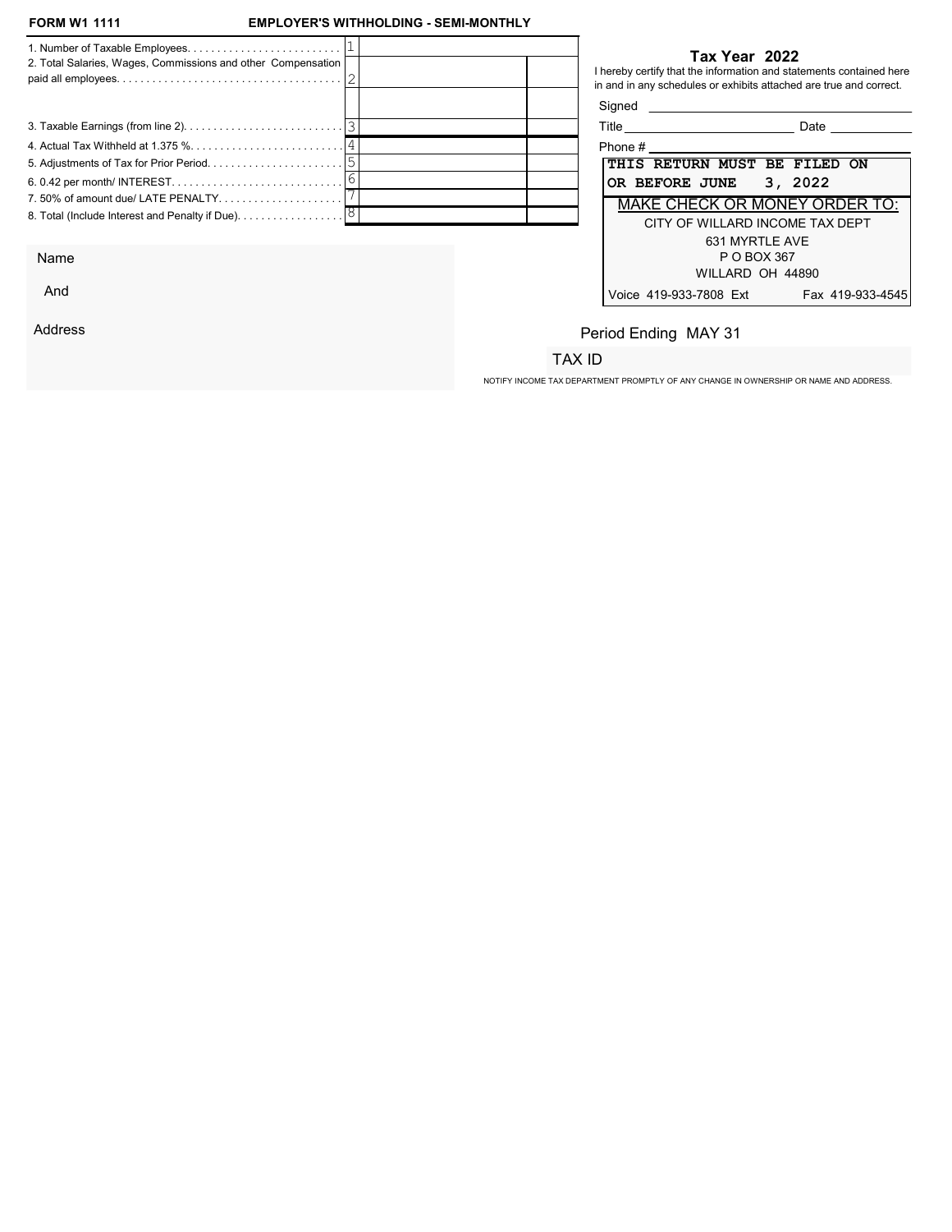**FORM W1 1111** **EMPLOYER'S WITHHOLDING - SEMI-MONTHLY**

| Line | | # | | |
|---|---|---|---|---|
| 1. Number of Taxable Employees.......................... | | 1 | | |
| 2. Total Salaries, Wages, Commissions and other Compensation paid all employees.................................... | | 2 | | |
| | | | | |
| 3. Taxable Earnings (from line 2)........................... | | 3 | | |
| 4. Actual Tax Withheld at 1.375 %......................... | | 4 | | |
| 5. Adjustments of Tax for Prior Period....................... | | 5 | | |
| 6. 0.42 per month/ INTEREST............................. | | 6 | | |
| 7. 50% of amount due/ LATE PENALTY..................... | | 7 | | |
| 8. Total (Include Interest and Penalty if Due).................. | | 8 | | |

## Tax Year 2022

I hereby certify that the information and statements contained here in and in any schedules or exhibits attached are true and correct.

Signed ______________________________

Title ______________________ Date __________

Phone # ______________________________

**THIS RETURN MUST BE FILED ON OR BEFORE JUNE 3, 2022**

MAKE CHECK OR MONEY ORDER TO:

CITY OF WILLARD INCOME TAX DEPT
631 MYRTLE AVE
P O BOX 367
WILLARD OH 44890

Voice 419-933-7808 Ext Fax 419-933-4545

Name

And

Address

Period Ending MAY 31

TAX ID

NOTIFY INCOME TAX DEPARTMENT PROMPTLY OF ANY CHANGE IN OWNERSHIP OR NAME AND ADDRESS.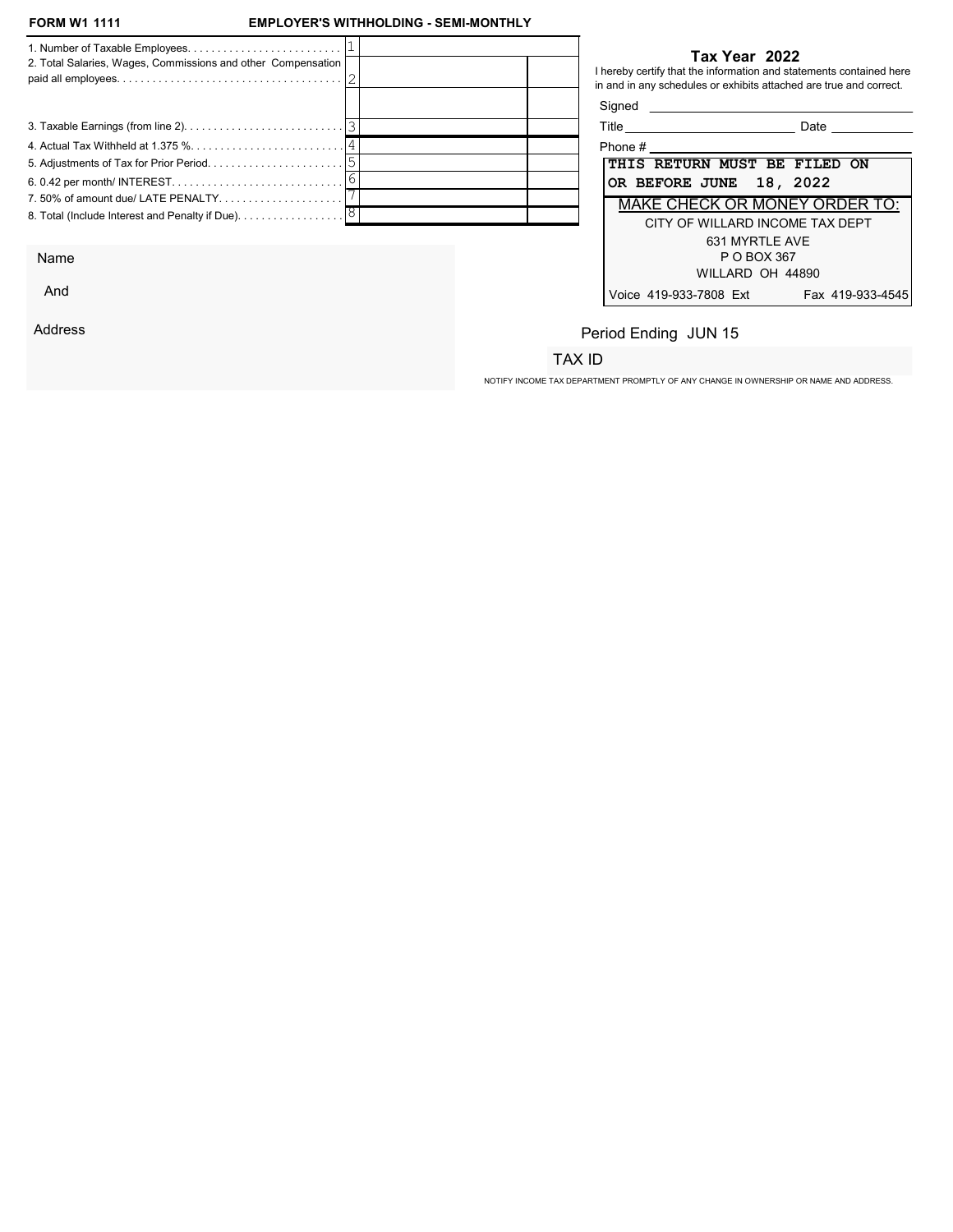**FORM W1 1111** **EMPLOYER'S WITHHOLDING - SEMI-MONTHLY**

| Line | Description | No. | Amount | |
|---|---|---|---|---|
| 1. | Number of Taxable Employees. . . . . . . . . . . . . . . . . . . . . . . . . . | 1 | | |
| 2. | Total Salaries, Wages, Commissions and other Compensation paid all employees. . . . . . . . . . . . . . . . . . . . . . . . . . . . . . . . . . . . . . | 2 | | |
| | | | | |
| 3. | Taxable Earnings (from line 2). . . . . . . . . . . . . . . . . . . . . . . . . . . | 3 | | |
| 4. | Actual Tax Withheld at 1.375 %. . . . . . . . . . . . . . . . . . . . . . . . . | 4 | | |
| 5. | Adjustments of Tax for Prior Period. . . . . . . . . . . . . . . . . . . . . . . | 5 | | |
| 6. | 0.42 per month/ INTEREST. . . . . . . . . . . . . . . . . . . . . . . . . . . . . | 6 | | |
| 7. | 50% of amount due/ LATE PENALTY. . . . . . . . . . . . . . . . . . . . . | 7 | | |
| 8. | Total (Include Interest and Penalty if Due). . . . . . . . . . . . . . . . . | 8 | | |

## Tax Year 2022

I hereby certify that the information and statements contained here in and in any schedules or exhibits attached are true and correct.

Signed ____________________

Title ____________________ Date ____________

Phone # ____________________

**THIS RETURN MUST BE FILED ON OR BEFORE JUNE 18, 2022**

MAKE CHECK OR MONEY ORDER TO:

CITY OF WILLARD INCOME TAX DEPT
631 MYRTLE AVE
P O BOX 367
WILLARD OH 44890

Voice 419-933-7808 Ext Fax 419-933-4545

Name

And

Address

Period Ending JUN 15

TAX ID

NOTIFY INCOME TAX DEPARTMENT PROMPTLY OF ANY CHANGE IN OWNERSHIP OR NAME AND ADDRESS.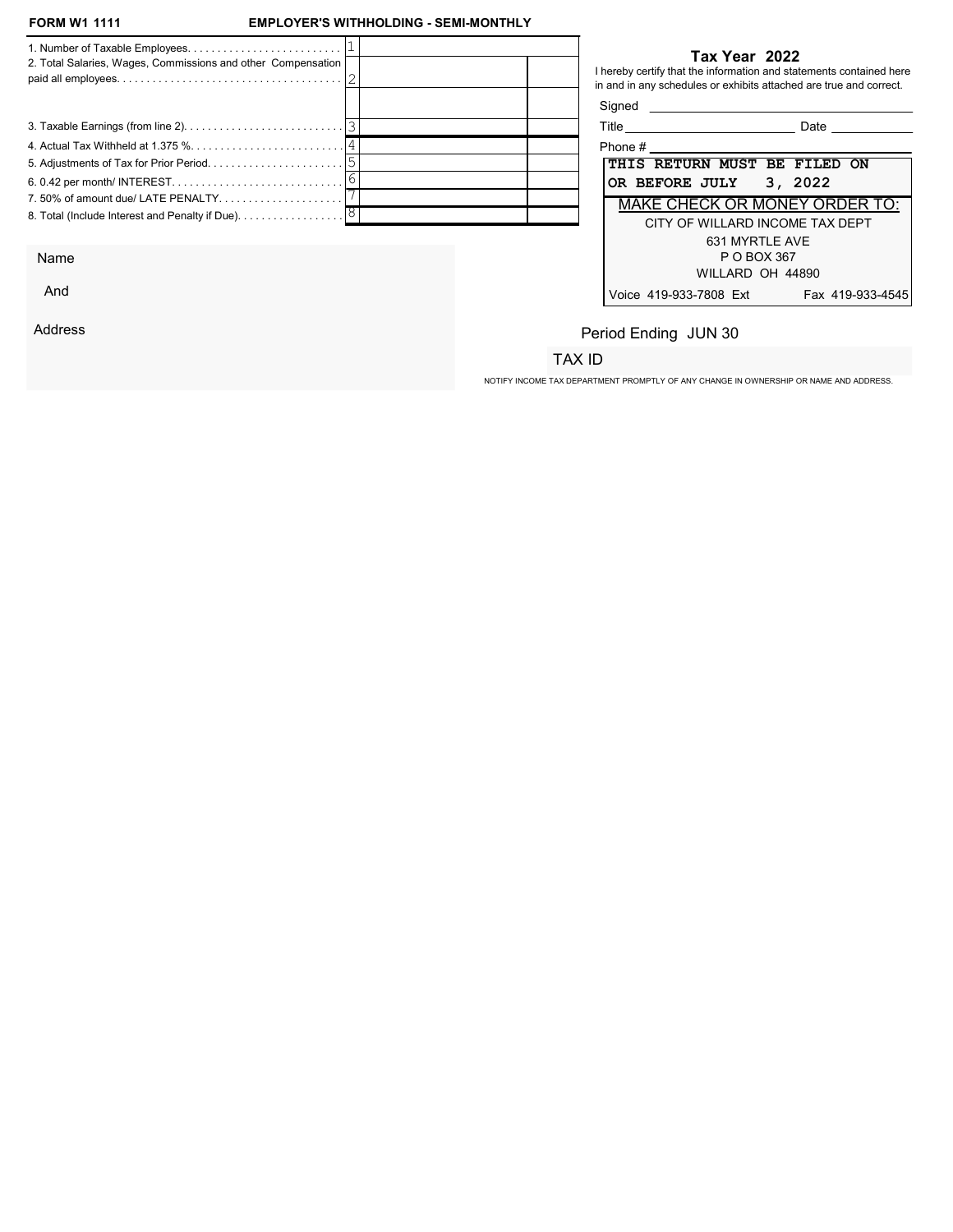**FORM W1 1111** **EMPLOYER'S WITHHOLDING - SEMI-MONTHLY**

| Line | | # | | |
|---|---|---|---|---|
| 1. Number of Taxable Employees. . . . . . . . . . . . . . . . . . . . . . . . . . | | 1 | | |
| 2. Total Salaries, Wages, Commissions and other Compensation paid all employees. . . . . . . . . . . . . . . . . . . . . . . . . . . . . . . . . . . . . | | 2 | | |
| | | | | |
| 3. Taxable Earnings (from line 2). . . . . . . . . . . . . . . . . . . . . . . . . . | | 3 | | |
| 4. Actual Tax Withheld at 1.375 %. . . . . . . . . . . . . . . . . . . . . . . . . | | 4 | | |
| 5. Adjustments of Tax for Prior Period. . . . . . . . . . . . . . . . . . . . . . | | 5 | | |
| 6. 0.42 per month/ INTEREST. . . . . . . . . . . . . . . . . . . . . . . . . . . . | | 6 | | |
| 7. 50% of amount due/ LATE PENALTY. . . . . . . . . . . . . . . . . . . . . | | 7 | | |
| 8. Total (Include Interest and Penalty if Due). . . . . . . . . . . . . . . . . | | 8 | | |

## Tax Year 2022

I hereby certify that the information and statements contained here in and in any schedules or exhibits attached are true and correct.

Signed \_\_\_\_\_\_\_\_\_\_\_\_\_\_\_\_\_\_\_\_\_\_\_\_\_\_\_\_

Title \_\_\_\_\_\_\_\_\_\_\_\_\_\_\_\_\_\_\_\_ Date \_\_\_\_\_\_\_\_\_\_

Phone # \_\_\_\_\_\_\_\_\_\_\_\_\_\_\_\_\_\_\_\_\_\_\_\_\_\_\_\_

**THIS RETURN MUST BE FILED ON OR BEFORE JULY 3, 2022**

MAKE CHECK OR MONEY ORDER TO:

CITY OF WILLARD INCOME TAX DEPT
631 MYRTLE AVE
P O BOX 367
WILLARD OH 44890

Voice 419-933-7808 Ext Fax 419-933-4545

Name

And

Address

Period Ending JUN 30

TAX ID

NOTIFY INCOME TAX DEPARTMENT PROMPTLY OF ANY CHANGE IN OWNERSHIP OR NAME AND ADDRESS.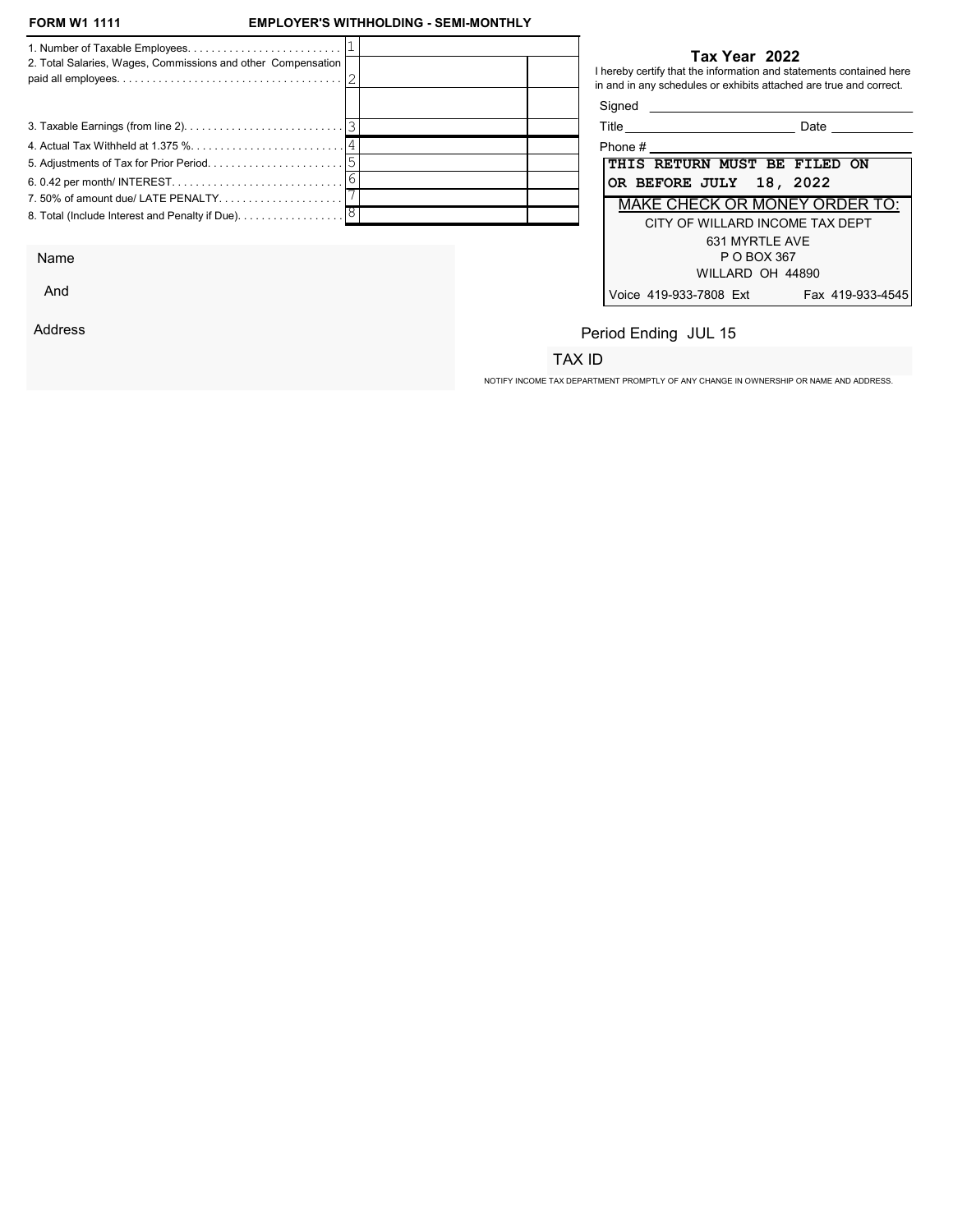**FORM W1 1111** **EMPLOYER'S WITHHOLDING - SEMI-MONTHLY**

| Line | | No. | Amount | |
|---|---|---|---|---|
| 1. Number of Taxable Employees. . . . . . . . . . . . . . . . . . . . . . . . . . . | | 1 | | |
| 2. Total Salaries, Wages, Commissions and other Compensation paid all employees. . . . . . . . . . . . . . . . . . . . . . . . . . . . . . . . . . . . . . | | 2 | | |
| | | | | |
| 3. Taxable Earnings (from line 2). . . . . . . . . . . . . . . . . . . . . . . . . . . | | 3 | | |
| 4. Actual Tax Withheld at 1.375 %. . . . . . . . . . . . . . . . . . . . . . . . . . | | 4 | | |
| 5. Adjustments of Tax for Prior Period. . . . . . . . . . . . . . . . . . . . . . . | | 5 | | |
| 6. 0.42 per month/ INTEREST. . . . . . . . . . . . . . . . . . . . . . . . . . . . . | | 6 | | |
| 7. 50% of amount due/ LATE PENALTY. . . . . . . . . . . . . . . . . . . . . | | 7 | | |
| 8. Total (Include Interest and Penalty if Due). . . . . . . . . . . . . . . . . . | | 8 | | |

## Tax Year 2022

I hereby certify that the information and statements contained here in and in any schedules or exhibits attached are true and correct.

Signed ______________________________

Title ______________________ Date __________

Phone # ______________________________

**THIS RETURN MUST BE FILED ON OR BEFORE JULY 18, 2022**

MAKE CHECK OR MONEY ORDER TO:

CITY OF WILLARD INCOME TAX DEPT
631 MYRTLE AVE
P O BOX 367
WILLARD OH 44890

Voice 419-933-7808 Ext Fax 419-933-4545

Name

And

Address

Period Ending JUL 15

TAX ID

NOTIFY INCOME TAX DEPARTMENT PROMPTLY OF ANY CHANGE IN OWNERSHIP OR NAME AND ADDRESS.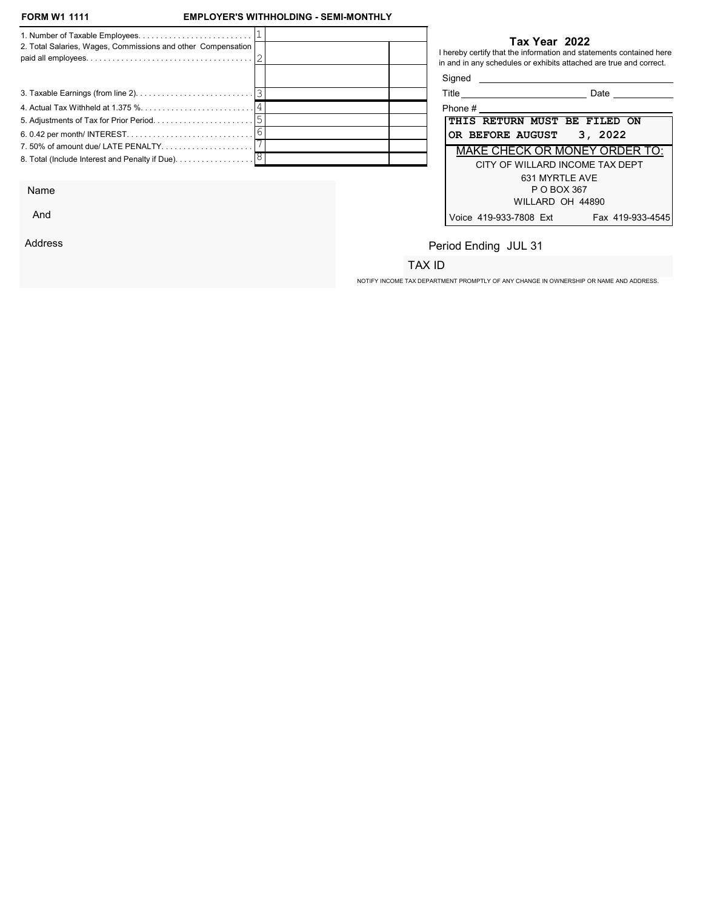**FORM W1 1111** **EMPLOYER'S WITHHOLDING - SEMI-MONTHLY**

| | | | |
|---|---|---|---|
| 1. Number of Taxable Employees. . . . . . . . . . . . . . . . . . . . . . . . . . | 1 | | |
| 2. Total Salaries, Wages, Commissions and other Compensation paid all employees. . . . . . . . . . . . . . . . . . . . . . . . . . . . . . . . . . . . . | 2 | | |
| | | | |
| 3. Taxable Earnings (from line 2). . . . . . . . . . . . . . . . . . . . . . . . . . | 3 | | |
| 4. Actual Tax Withheld at 1.375 %. . . . . . . . . . . . . . . . . . . . . . . . . | 4 | | |
| 5. Adjustments of Tax for Prior Period. . . . . . . . . . . . . . . . . . . . . . | 5 | | |
| 6. 0.42 per month/ INTEREST. . . . . . . . . . . . . . . . . . . . . . . . . . . . | 6 | | |
| 7. 50% of amount due/ LATE PENALTY. . . . . . . . . . . . . . . . . . . . | 7 | | |
| 8. Total (Include Interest and Penalty if Due). . . . . . . . . . . . . . . . . | 8 | | |

**Tax Year 2022**

I hereby certify that the information and statements contained here in and in any schedules or exhibits attached are true and correct.

Signed ______________________________

Title ______________________ Date ____________

Phone # ______________________________

**THIS RETURN MUST BE FILED ON OR BEFORE AUGUST 3, 2022**

MAKE CHECK OR MONEY ORDER TO:

CITY OF WILLARD INCOME TAX DEPT
631 MYRTLE AVE
P O BOX 367
WILLARD OH 44890

Voice 419-933-7808 Ext Fax 419-933-4545

Name

And

Address

Period Ending JUL 31

TAX ID

NOTIFY INCOME TAX DEPARTMENT PROMPTLY OF ANY CHANGE IN OWNERSHIP OR NAME AND ADDRESS.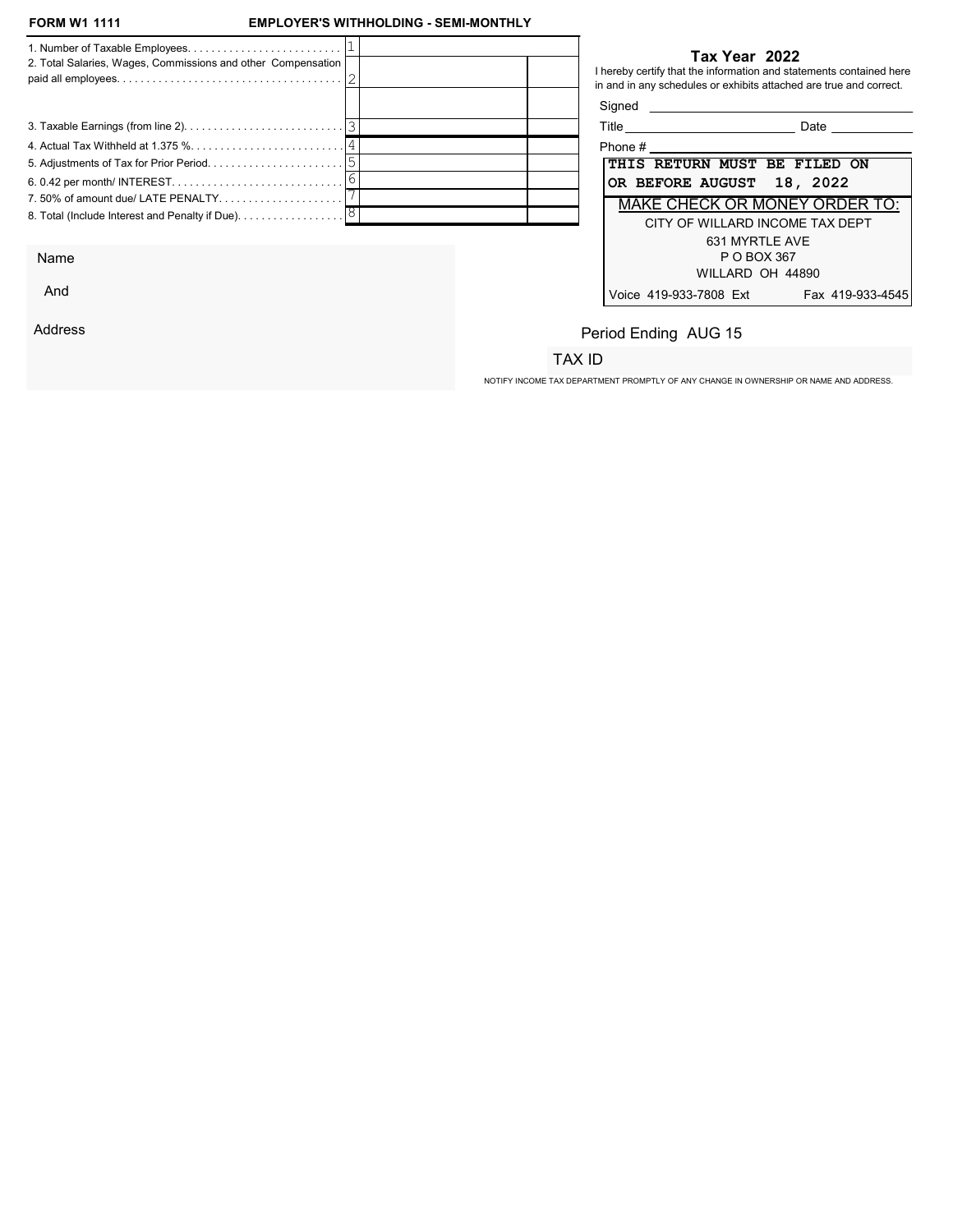**FORM W1 1111** **EMPLOYER'S WITHHOLDING - SEMI-MONTHLY**

| Line | | | |
|---|---|---|---|
| 1. Number of Taxable Employees. | 1 | | |
| 2. Total Salaries, Wages, Commissions and other Compensation paid all employees. | 2 | | |
| | | | |
| 3. Taxable Earnings (from line 2). | 3 | | |
| 4. Actual Tax Withheld at 1.375 %. | 4 | | |
| 5. Adjustments of Tax for Prior Period. | 5 | | |
| 6. 0.42 per month/ INTEREST. | 6 | | |
| 7. 50% of amount due/ LATE PENALTY. | 7 | | |
| 8. Total (Include Interest and Penalty if Due). | 8 | | |

**Tax Year 2022**

I hereby certify that the information and statements contained here in and in any schedules or exhibits attached are true and correct.

Signed ______________________

Title ______________________ Date ____________

Phone # ______________________

**THIS RETURN MUST BE FILED ON OR BEFORE AUGUST 18, 2022**

MAKE CHECK OR MONEY ORDER TO:
CITY OF WILLARD INCOME TAX DEPT
631 MYRTLE AVE
P O BOX 367
WILLARD OH 44890
Voice 419-933-7808 Ext Fax 419-933-4545

Name

And

Address

Period Ending AUG 15

TAX ID

NOTIFY INCOME TAX DEPARTMENT PROMPTLY OF ANY CHANGE IN OWNERSHIP OR NAME AND ADDRESS.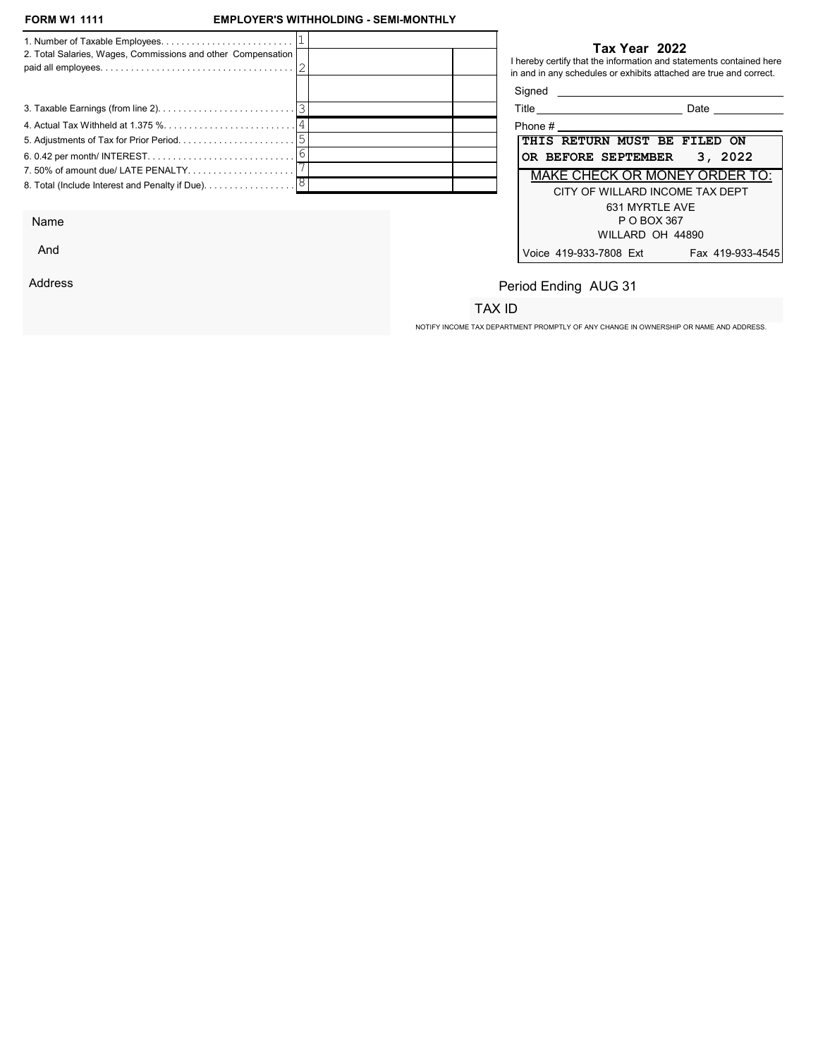**FORM W1 1111** **EMPLOYER'S WITHHOLDING - SEMI-MONTHLY**

| Line | | # | | |
|---|---|---|---|---|
| 1. Number of Taxable Employees. . . . . . . . . . . . . . . . . . . . . . . . . . | | 1 | | |
| 2. Total Salaries, Wages, Commissions and other Compensation paid all employees. . . . . . . . . . . . . . . . . . . . . . . . . . . . . . . . . . . . . . | | 2 | | |
| | | | | |
| 3. Taxable Earnings (from line 2). . . . . . . . . . . . . . . . . . . . . . . . . . . | | 3 | | |
| 4. Actual Tax Withheld at 1.375 %. . . . . . . . . . . . . . . . . . . . . . . . . . | | 4 | | |
| 5. Adjustments of Tax for Prior Period. . . . . . . . . . . . . . . . . . . . . . . | | 5 | | |
| 6. 0.42 per month/ INTEREST. . . . . . . . . . . . . . . . . . . . . . . . . . . . . | | 6 | | |
| 7. 50% of amount due/ LATE PENALTY. . . . . . . . . . . . . . . . . . . . . | | 7 | | |
| 8. Total (Include Interest and Penalty if Due). . . . . . . . . . . . . . . . . . | | 8 | | |

## Tax Year 2022

I hereby certify that the information and statements contained here in and in any schedules or exhibits attached are true and correct.

Signed ______________________________

Title ______________________ Date __________

Phone # ______________________________

**THIS RETURN MUST BE FILED ON OR BEFORE SEPTEMBER 3, 2022**

MAKE CHECK OR MONEY ORDER TO:

CITY OF WILLARD INCOME TAX DEPT
631 MYRTLE AVE
P O BOX 367
WILLARD OH 44890

Voice 419-933-7808 Ext Fax 419-933-4545

Name

And

Address

Period Ending AUG 31

TAX ID

NOTIFY INCOME TAX DEPARTMENT PROMPTLY OF ANY CHANGE IN OWNERSHIP OR NAME AND ADDRESS.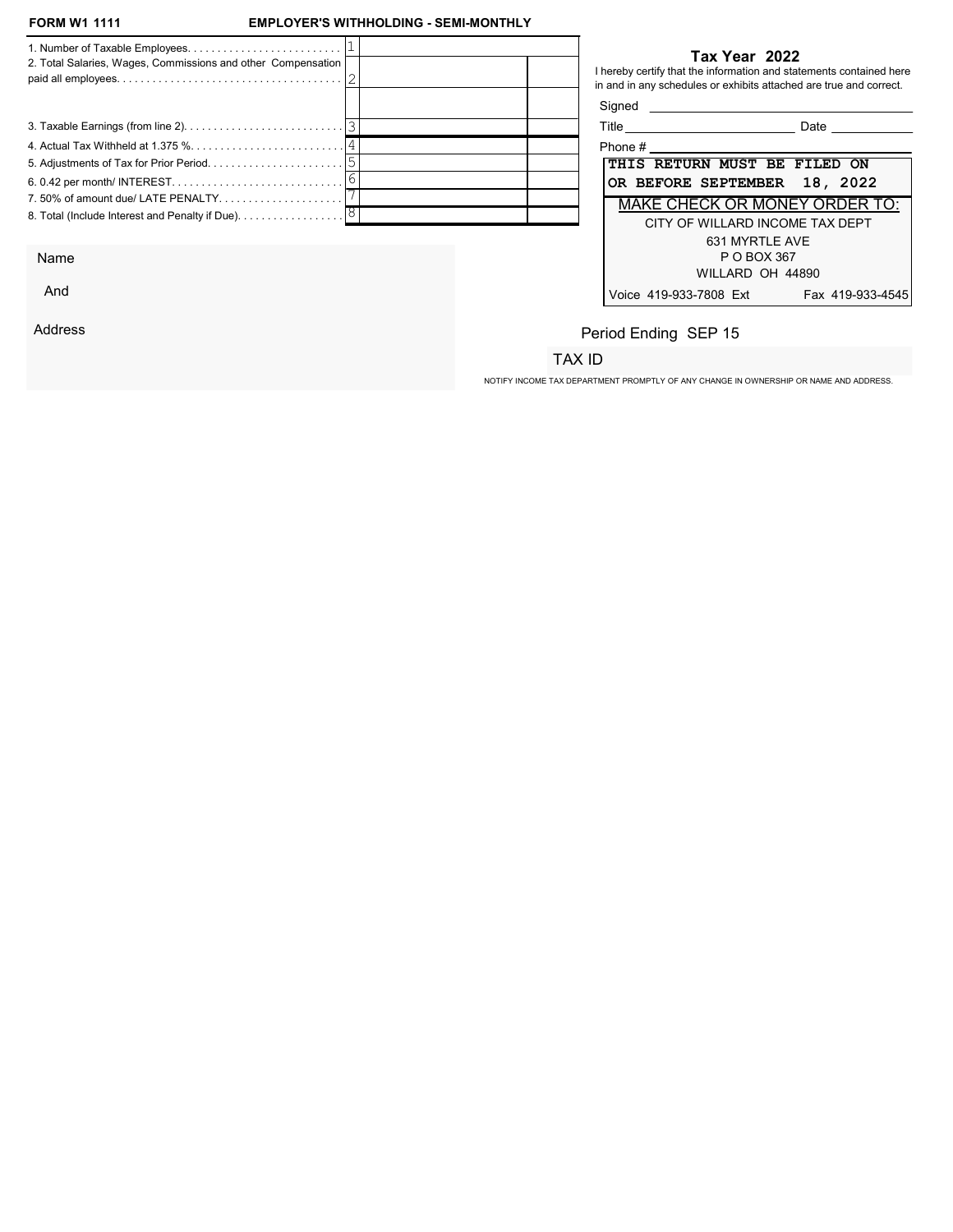**FORM W1 1111** **EMPLOYER'S WITHHOLDING - SEMI-MONTHLY**

| Line | | | |
|---|---|---|---|
| 1. Number of Taxable Employees. | 1 | | |
| 2. Total Salaries, Wages, Commissions and other Compensation paid all employees. | 2 | | |
| | | | |
| 3. Taxable Earnings (from line 2). | 3 | | |
| 4. Actual Tax Withheld at 1.375 %. | 4 | | |
| 5. Adjustments of Tax for Prior Period. | 5 | | |
| 6. 0.42 per month/ INTEREST. | 6 | | |
| 7. 50% of amount due/ LATE PENALTY. | 7 | | |
| 8. Total (Include Interest and Penalty if Due). | 8 | | |

## Tax Year 2022

I hereby certify that the information and statements contained here in and in any schedules or exhibits attached are true and correct.

Signed ______________________

Title ______________________ Date __________

Phone # ______________________

**THIS RETURN MUST BE FILED ON OR BEFORE SEPTEMBER 18, 2022**

MAKE CHECK OR MONEY ORDER TO:

CITY OF WILLARD INCOME TAX DEPT
631 MYRTLE AVE
P O BOX 367
WILLARD OH 44890

Voice 419-933-7808 Ext Fax 419-933-4545

Name

And

Address

Period Ending SEP 15

TAX ID

NOTIFY INCOME TAX DEPARTMENT PROMPTLY OF ANY CHANGE IN OWNERSHIP OR NAME AND ADDRESS.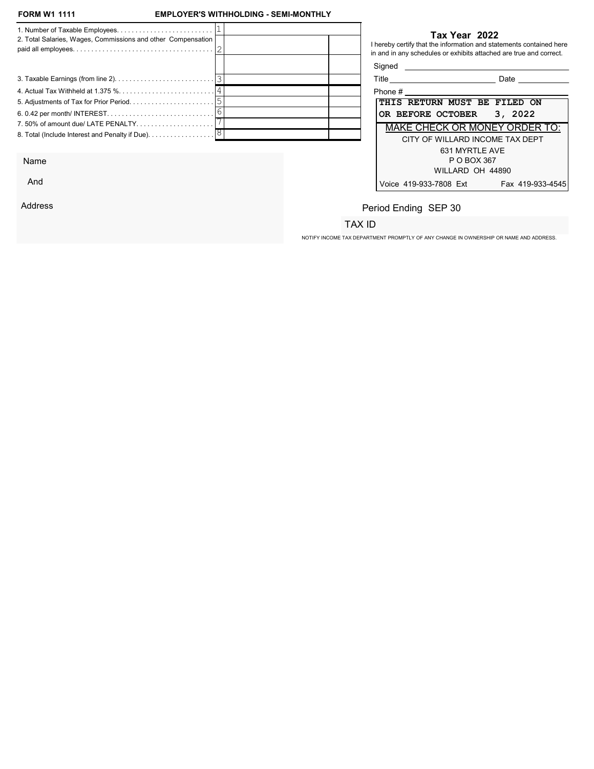**FORM W1 1111** **EMPLOYER'S WITHHOLDING - SEMI-MONTHLY**

| | | | |
|---|---|---|---|
| 1. Number of Taxable Employees. . . . . . . . . . . . . . . . . . . . . . . . . . | 1 | | |
| 2. Total Salaries, Wages, Commissions and other Compensation paid all employees. . . . . . . . . . . . . . . . . . . . . . . . . . . . . . . . . . . . . . | 2 | | |
| | | | |
| 3. Taxable Earnings (from line 2). . . . . . . . . . . . . . . . . . . . . . . . . . | 3 | | |
| 4. Actual Tax Withheld at 1.375 %. . . . . . . . . . . . . . . . . . . . . . . . . | 4 | | |
| 5. Adjustments of Tax for Prior Period. . . . . . . . . . . . . . . . . . . . . . | 5 | | |
| 6. 0.42 per month/ INTEREST. . . . . . . . . . . . . . . . . . . . . . . . . . . . | 6 | | |
| 7. 50% of amount due/ LATE PENALTY. . . . . . . . . . . . . . . . . . . . | 7 | | |
| 8. Total (Include Interest and Penalty if Due). . . . . . . . . . . . . . . . . | 8 | | |

## Tax Year 2022

I hereby certify that the information and statements contained here in and in any schedules or exhibits attached are true and correct.

Signed ______________________

Title ______________________ Date ____________

Phone # ______________________

**THIS RETURN MUST BE FILED ON OR BEFORE OCTOBER 3, 2022**

MAKE CHECK OR MONEY ORDER TO:

CITY OF WILLARD INCOME TAX DEPT
631 MYRTLE AVE
P O BOX 367
WILLARD OH 44890

Voice 419-933-7808 Ext Fax 419-933-4545

Name

And

Address

Period Ending SEP 30

TAX ID

NOTIFY INCOME TAX DEPARTMENT PROMPTLY OF ANY CHANGE IN OWNERSHIP OR NAME AND ADDRESS.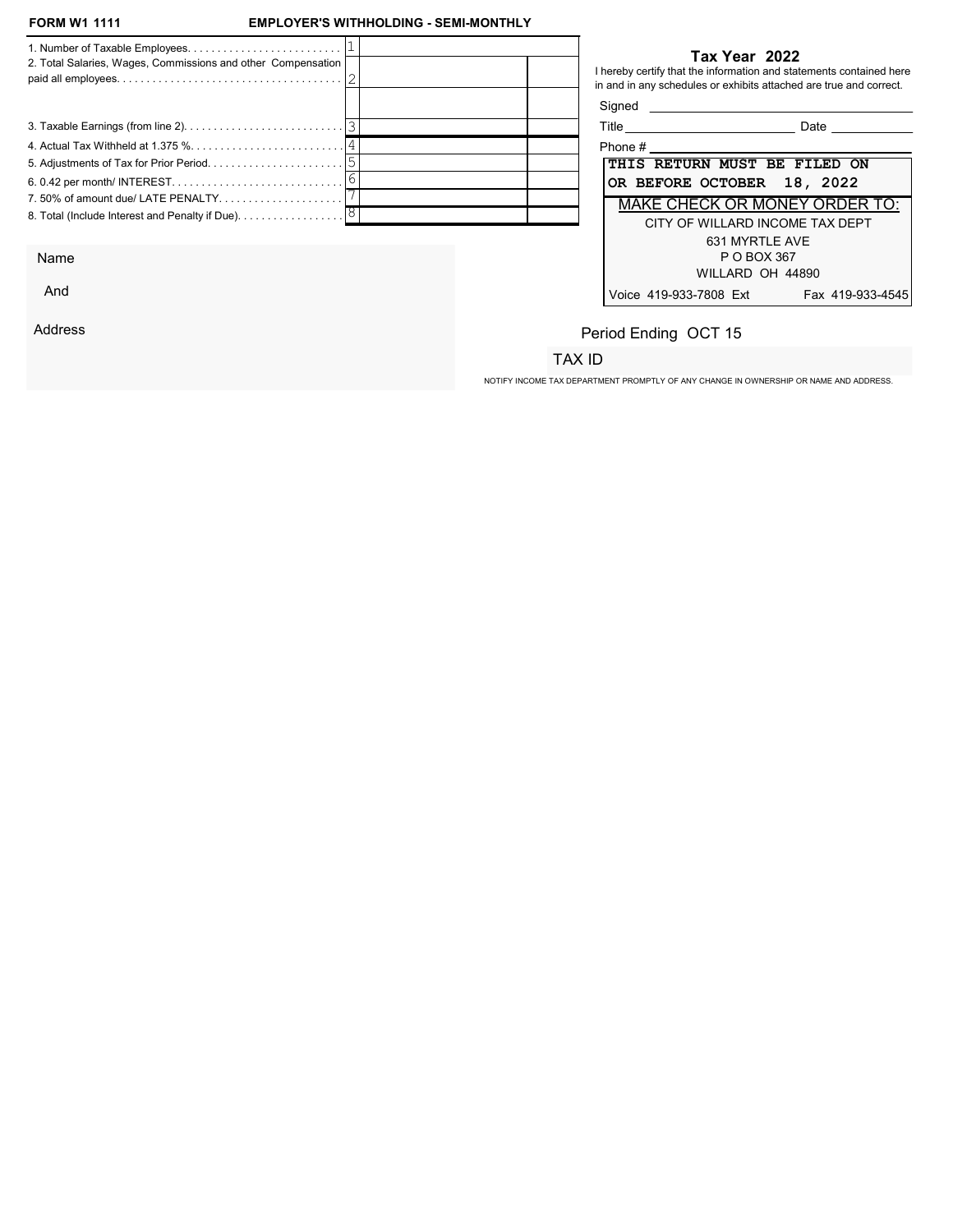**FORM W1 1111** **EMPLOYER'S WITHHOLDING - SEMI-MONTHLY**

| | | | |
|---|---|---|---|
| 1. Number of Taxable Employees. . . . . . . . . . . . . . . . . . . . . . . . . . . | 1 | | |
| 2. Total Salaries, Wages, Commissions and other Compensation paid all employees. . . . . . . . . . . . . . . . . . . . . . . . . . . . . . . . . . . . . . . | 2 | | |
| | | | |
| 3. Taxable Earnings (from line 2). . . . . . . . . . . . . . . . . . . . . . . . . . . | 3 | | |
| 4. Actual Tax Withheld at 1.375 %. . . . . . . . . . . . . . . . . . . . . . . . . . | 4 | | |
| 5. Adjustments of Tax for Prior Period. . . . . . . . . . . . . . . . . . . . . . . | 5 | | |
| 6. 0.42 per month/ INTEREST. . . . . . . . . . . . . . . . . . . . . . . . . . . . . | 6 | | |
| 7. 50% of amount due/ LATE PENALTY. . . . . . . . . . . . . . . . . . . . . | 7 | | |
| 8. Total (Include Interest and Penalty if Due). . . . . . . . . . . . . . . . . . | 8 | | |

**Tax Year 2022**

I hereby certify that the information and statements contained here in and in any schedules or exhibits attached are true and correct.

Signed ______________________

Title ______________________ Date ____________

Phone # ______________________

**THIS RETURN MUST BE FILED ON OR BEFORE OCTOBER 18, 2022**

MAKE CHECK OR MONEY ORDER TO:

CITY OF WILLARD INCOME TAX DEPT
631 MYRTLE AVE
P O BOX 367
WILLARD OH 44890

Voice 419-933-7808 Ext Fax 419-933-4545

Name

And

Address

Period Ending OCT 15

TAX ID

NOTIFY INCOME TAX DEPARTMENT PROMPTLY OF ANY CHANGE IN OWNERSHIP OR NAME AND ADDRESS.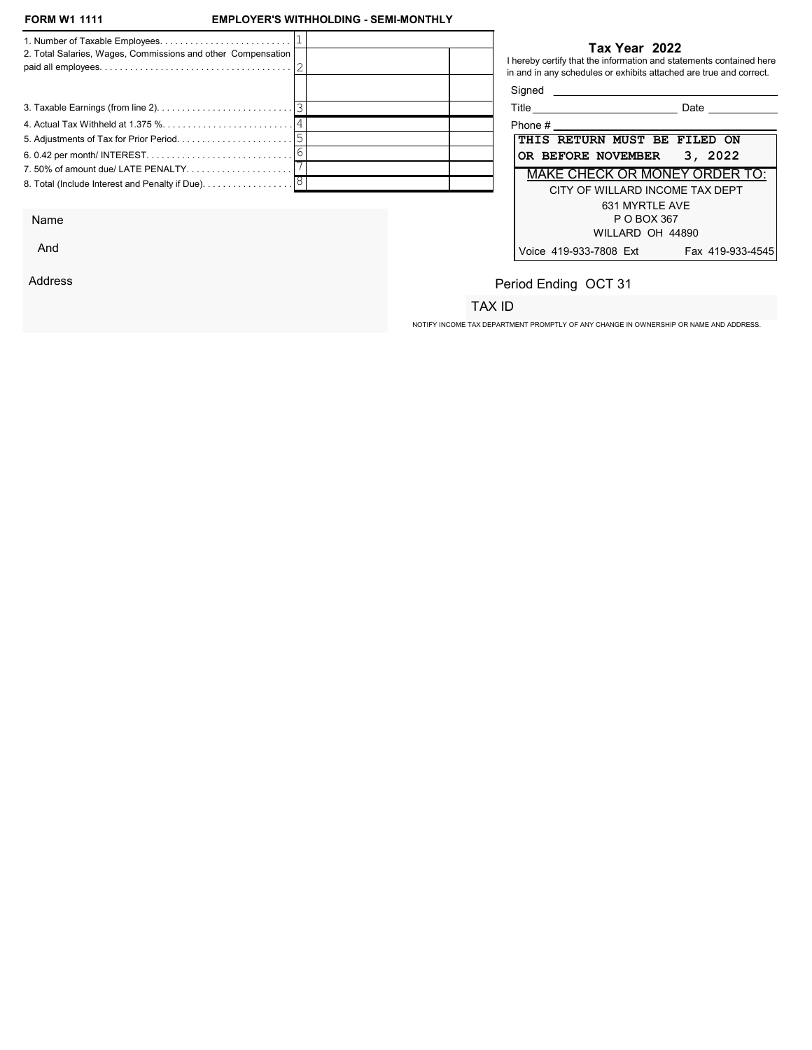**FORM W1 1111** **EMPLOYER'S WITHHOLDING - SEMI-MONTHLY**

| | | | |
|---|---|---|---|
| 1. Number of Taxable Employees. . . . . . . . . . . . . . . . . . . . . . . . . . . | 1 | | |
| 2. Total Salaries, Wages, Commissions and other Compensation paid all employees. . . . . . . . . . . . . . . . . . . . . . . . . . . . . . . . . . . . . . | 2 | | |
| | | | |
| 3. Taxable Earnings (from line 2). . . . . . . . . . . . . . . . . . . . . . . . . . . | 3 | | |
| 4. Actual Tax Withheld at 1.375 %. . . . . . . . . . . . . . . . . . . . . . . . . . | 4 | | |
| 5. Adjustments of Tax for Prior Period. . . . . . . . . . . . . . . . . . . . . . . | 5 | | |
| 6. 0.42 per month/ INTEREST. . . . . . . . . . . . . . . . . . . . . . . . . . . . . | 6 | | |
| 7. 50% of amount due/ LATE PENALTY. . . . . . . . . . . . . . . . . . . . . | 7 | | |
| 8. Total (Include Interest and Penalty if Due). . . . . . . . . . . . . . . . . . | 8 | | |

## Tax Year 2022

I hereby certify that the information and statements contained here in and in any schedules or exhibits attached are true and correct.

Signed ______________________________

Title ______________________ Date ___________

Phone # ______________________________

**THIS RETURN MUST BE FILED ON OR BEFORE NOVEMBER 3, 2022**

MAKE CHECK OR MONEY ORDER TO:

CITY OF WILLARD INCOME TAX DEPT
631 MYRTLE AVE
P O BOX 367
WILLARD OH 44890

Voice 419-933-7808 Ext Fax 419-933-4545

Name

And

Address

Period Ending OCT 31

TAX ID

NOTIFY INCOME TAX DEPARTMENT PROMPTLY OF ANY CHANGE IN OWNERSHIP OR NAME AND ADDRESS.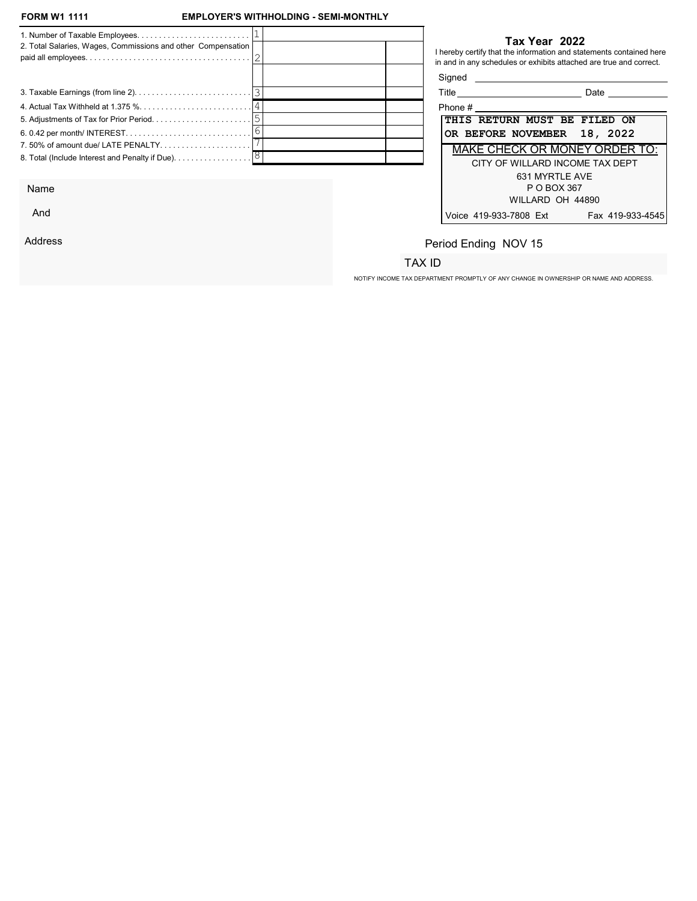**FORM W1 1111** **EMPLOYER'S WITHHOLDING - SEMI-MONTHLY**

| Line | | | |
|---|---|---|---|
| 1. Number of Taxable Employees. . . . . . . . . . . . . . . . . . . . . . . . . . | 1 | | |
| 2. Total Salaries, Wages, Commissions and other Compensation paid all employees. . . . . . . . . . . . . . . . . . . . . . . . . . . . . . . . . . . . . . | 2 | | |
| | | | |
| 3. Taxable Earnings (from line 2). . . . . . . . . . . . . . . . . . . . . . . . . . . | 3 | | |
| 4. Actual Tax Withheld at 1.375 %. . . . . . . . . . . . . . . . . . . . . . . . . . | 4 | | |
| 5. Adjustments of Tax for Prior Period. . . . . . . . . . . . . . . . . . . . . . . | 5 | | |
| 6. 0.42 per month/ INTEREST. . . . . . . . . . . . . . . . . . . . . . . . . . . . . | 6 | | |
| 7. 50% of amount due/ LATE PENALTY. . . . . . . . . . . . . . . . . . . . . | 7 | | |
| 8. Total (Include Interest and Penalty if Due). . . . . . . . . . . . . . . . . . | 8 | | |

**Tax Year 2022**

I hereby certify that the information and statements contained here in and in any schedules or exhibits attached are true and correct.

Signed ______________________

Title ______________________ Date __________

Phone # ______________________

**THIS RETURN MUST BE FILED ON OR BEFORE NOVEMBER 18, 2022**

MAKE CHECK OR MONEY ORDER TO:

CITY OF WILLARD INCOME TAX DEPT
631 MYRTLE AVE
P O BOX 367
WILLARD OH 44890

Voice 419-933-7808 Ext Fax 419-933-4545

Name

And

Address

Period Ending NOV 15

TAX ID

NOTIFY INCOME TAX DEPARTMENT PROMPTLY OF ANY CHANGE IN OWNERSHIP OR NAME AND ADDRESS.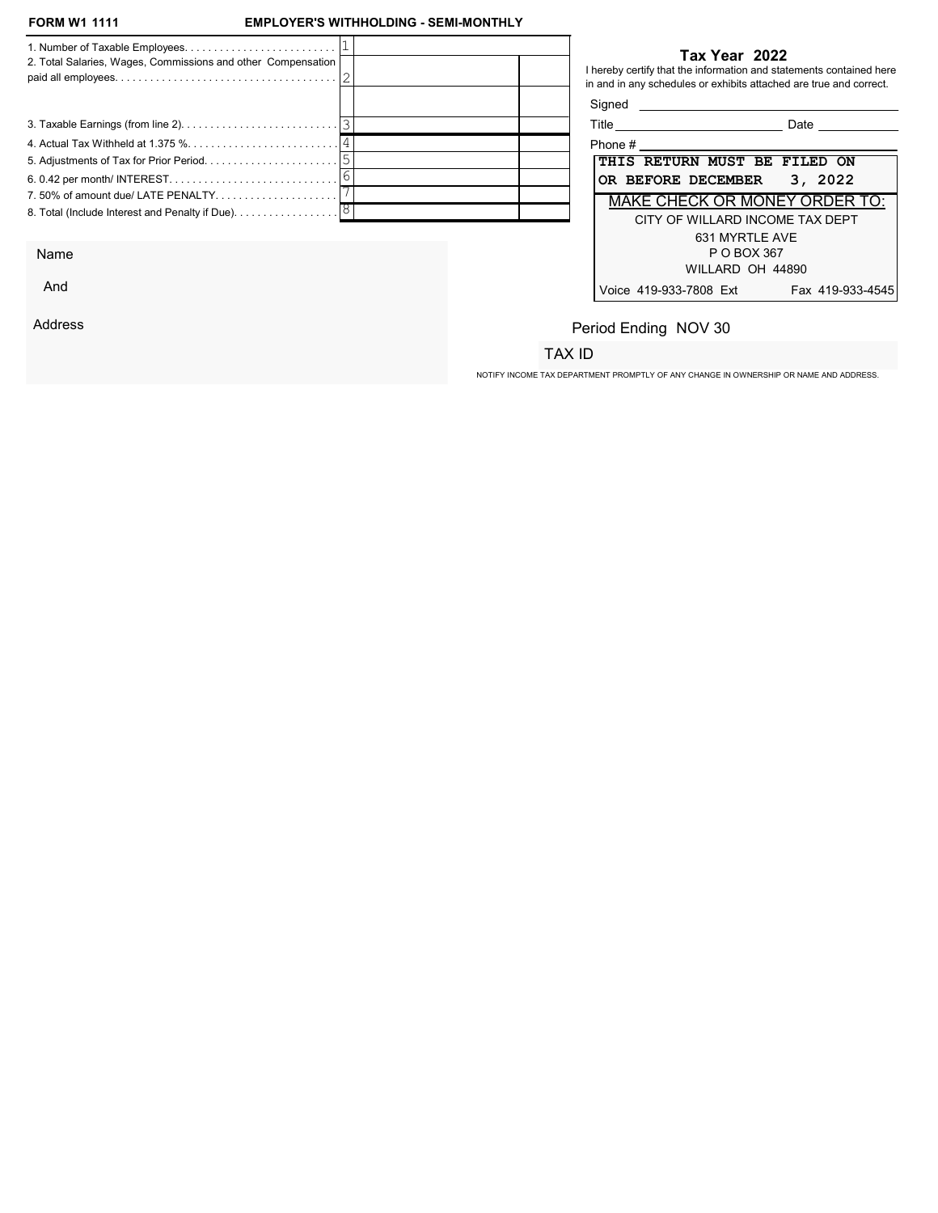**FORM W1 1111** **EMPLOYER'S WITHHOLDING - SEMI-MONTHLY**

| Line | | # | | |
|---|---|---|---|---|
| 1. Number of Taxable Employees. | | 1 | | |
| 2. Total Salaries, Wages, Commissions and other Compensation paid all employees. | | 2 | | |
| | | | | |
| 3. Taxable Earnings (from line 2). | | 3 | | |
| 4. Actual Tax Withheld at 1.375 %. | | 4 | | |
| 5. Adjustments of Tax for Prior Period. | | 5 | | |
| 6. 0.42 per month/ INTEREST. | | 6 | | |
| 7. 50% of amount due/ LATE PENALTY. | | 7 | | |
| 8. Total (Include Interest and Penalty if Due). | | 8 | | |

## Tax Year 2022

I hereby certify that the information and statements contained here in and in any schedules or exhibits attached are true and correct.

Signed ______________________

Title ______________________ Date ____________

Phone # ______________________

**THIS RETURN MUST BE FILED ON OR BEFORE DECEMBER 3, 2022**

MAKE CHECK OR MONEY ORDER TO:

CITY OF WILLARD INCOME TAX DEPT
631 MYRTLE AVE
P O BOX 367
WILLARD OH 44890

Voice 419-933-7808 Ext Fax 419-933-4545

Name

And

Address

Period Ending NOV 30

TAX ID

NOTIFY INCOME TAX DEPARTMENT PROMPTLY OF ANY CHANGE IN OWNERSHIP OR NAME AND ADDRESS.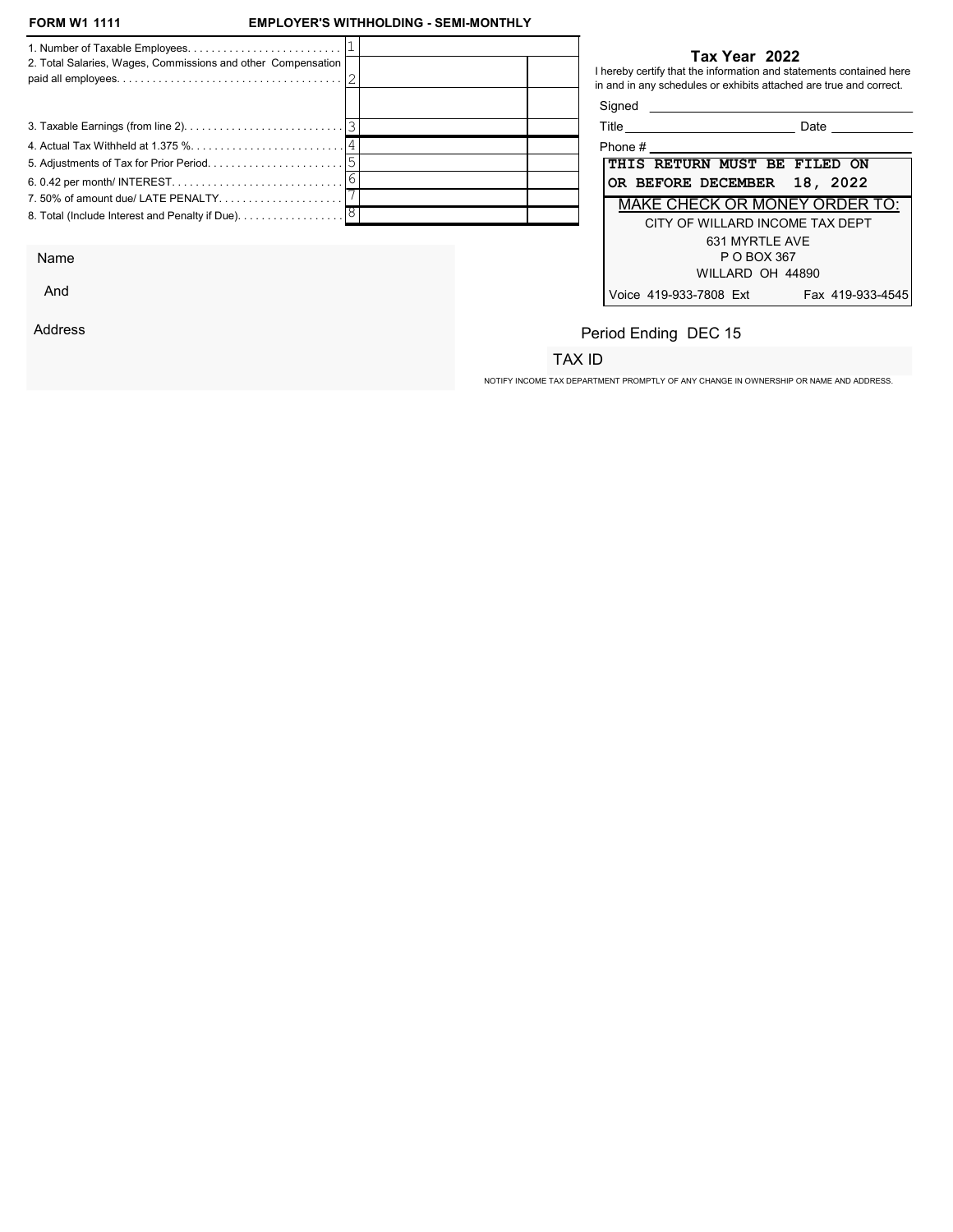**FORM W1 1111** **EMPLOYER'S WITHHOLDING - SEMI-MONTHLY**

| Line | # | | |
|---|---|---|---|
| 1. Number of Taxable Employees. . . . . . . . . . . . . . . . . . . . . . . . . . . | 1 | | |
| 2. Total Salaries, Wages, Commissions and other Compensation paid all employees. . . . . . . . . . . . . . . . . . . . . . . . . . . . . . . . . . . . . . . | 2 | | |
| | | | |
| 3. Taxable Earnings (from line 2). . . . . . . . . . . . . . . . . . . . . . . . . . . | 3 | | |
| 4. Actual Tax Withheld at 1.375 %. . . . . . . . . . . . . . . . . . . . . . . . . . | 4 | | |
| 5. Adjustments of Tax for Prior Period. . . . . . . . . . . . . . . . . . . . . . . | 5 | | |
| 6. 0.42 per month/ INTEREST. . . . . . . . . . . . . . . . . . . . . . . . . . . . . | 6 | | |
| 7. 50% of amount due/ LATE PENALTY. . . . . . . . . . . . . . . . . . . . . | 7 | | |
| 8. Total (Include Interest and Penalty if Due). . . . . . . . . . . . . . . . . . | 8 | | |

## Tax Year 2022

I hereby certify that the information and statements contained here in and in any schedules or exhibits attached are true and correct.

Signed ______________________________

Title ______________________ Date __________

Phone # ______________________________

**THIS RETURN MUST BE FILED ON OR BEFORE DECEMBER 18, 2022**

MAKE CHECK OR MONEY ORDER TO:

CITY OF WILLARD INCOME TAX DEPT
631 MYRTLE AVE
P O BOX 367
WILLARD OH 44890

Voice 419-933-7808 Ext Fax 419-933-4545

Name

And

Address

Period Ending DEC 15

TAX ID

NOTIFY INCOME TAX DEPARTMENT PROMPTLY OF ANY CHANGE IN OWNERSHIP OR NAME AND ADDRESS.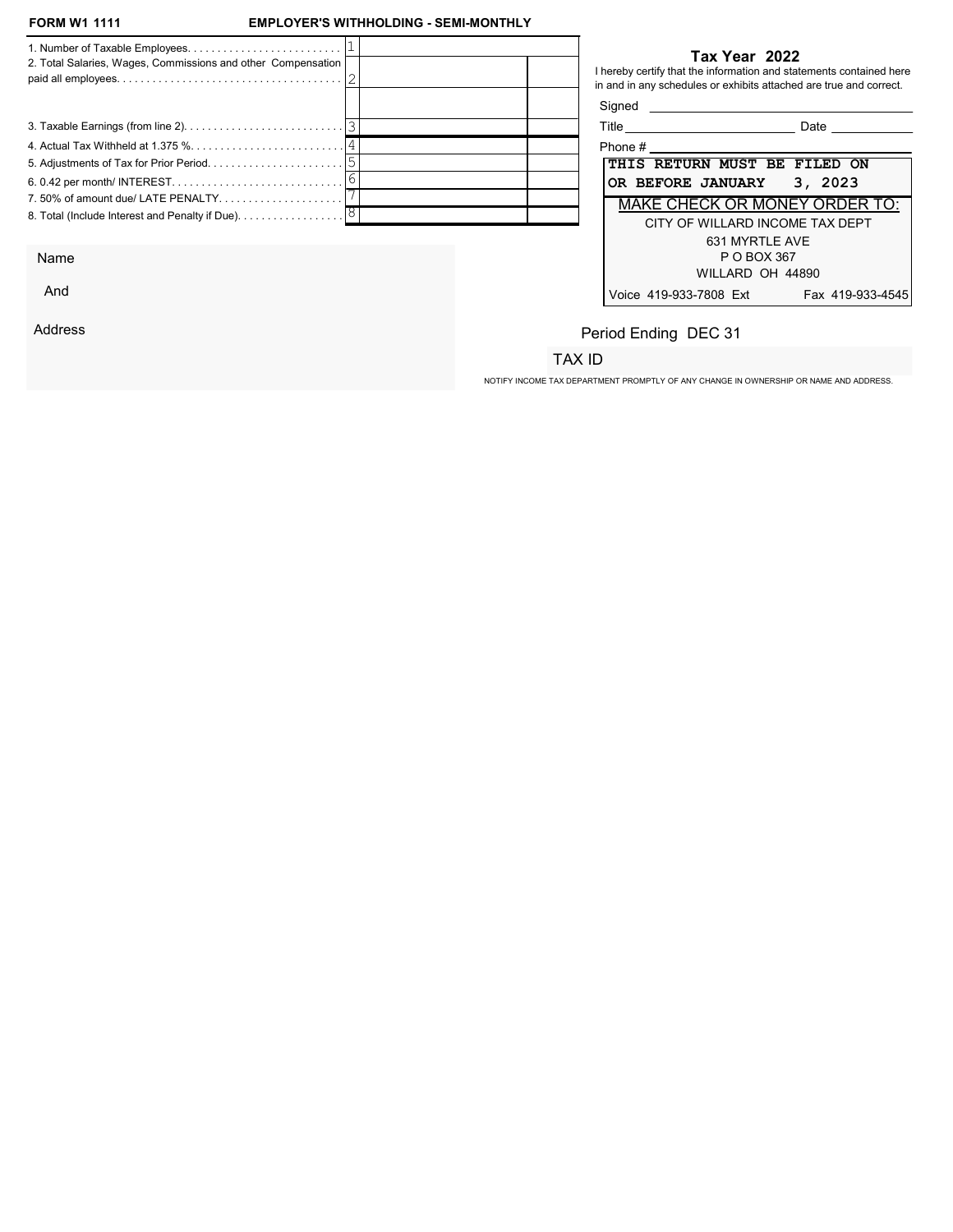**FORM W1 1111** **EMPLOYER'S WITHHOLDING - SEMI-MONTHLY**

| | | | |
|---|---|---|---|
| 1. Number of Taxable Employees. . . . . . . . . . . . . . . . . . . . . . . . . . | 1 | | |
| 2. Total Salaries, Wages, Commissions and other Compensation paid all employees. . . . . . . . . . . . . . . . . . . . . . . . . . . . . . . . . . . . . | 2 | | |
| | | | |
| 3. Taxable Earnings (from line 2). . . . . . . . . . . . . . . . . . . . . . . . . . . | 3 | | |
| 4. Actual Tax Withheld at 1.375 %. . . . . . . . . . . . . . . . . . . . . . . . . . | 4 | | |
| 5. Adjustments of Tax for Prior Period. . . . . . . . . . . . . . . . . . . . . . . | 5 | | |
| 6. 0.42 per month/ INTEREST. . . . . . . . . . . . . . . . . . . . . . . . . . . . | 6 | | |
| 7. 50% of amount due/ LATE PENALTY. . . . . . . . . . . . . . . . . . . . . | 7 | | |
| 8. Total (Include Interest and Penalty if Due). . . . . . . . . . . . . . . . . . | 8 | | |

**Tax Year 2022**

I hereby certify that the information and statements contained here in and in any schedules or exhibits attached are true and correct.

Signed ______________________________

Title ______________________ Date ___________

Phone # ______________________________

**THIS RETURN MUST BE FILED ON OR BEFORE JANUARY 3, 2023**

MAKE CHECK OR MONEY ORDER TO:

CITY OF WILLARD INCOME TAX DEPT
631 MYRTLE AVE
P O BOX 367
WILLARD OH 44890

Voice 419-933-7808 Ext Fax 419-933-4545

Name

And

Address

Period Ending DEC 31

TAX ID

NOTIFY INCOME TAX DEPARTMENT PROMPTLY OF ANY CHANGE IN OWNERSHIP OR NAME AND ADDRESS.